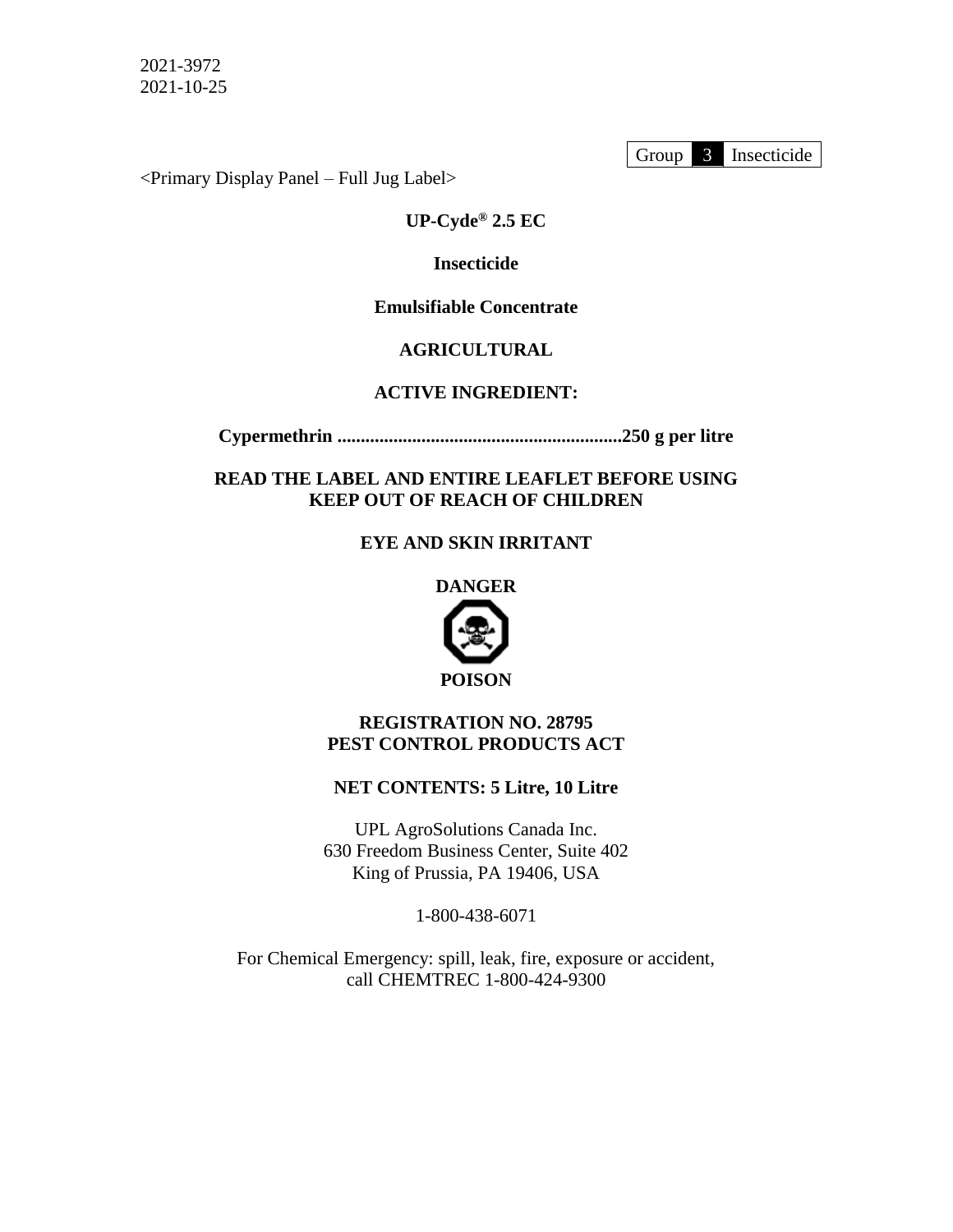2021-3972
2021-10-25

Group 3 Insecticide

<Primary Display Panel – Full Jug Label>

**UP-Cyde® 2.5 EC**

**Insecticide**

**Emulsifiable Concentrate**

**AGRICULTURAL**

**ACTIVE INGREDIENT:**

**Cypermethrin ............................................................250 g per litre**

**READ THE LABEL AND ENTIRE LEAFLET BEFORE USING**
**KEEP OUT OF REACH OF CHILDREN**

**EYE AND SKIN IRRITANT**

**DANGER**

**POISON**

**REGISTRATION NO. 28795**
**PEST CONTROL PRODUCTS ACT**

**NET CONTENTS: 5 Litre, 10 Litre**

UPL AgroSolutions Canada Inc.
630 Freedom Business Center, Suite 402
King of Prussia, PA 19406, USA

1-800-438-6071

For Chemical Emergency: spill, leak, fire, exposure or accident,
call CHEMTREC 1-800-424-9300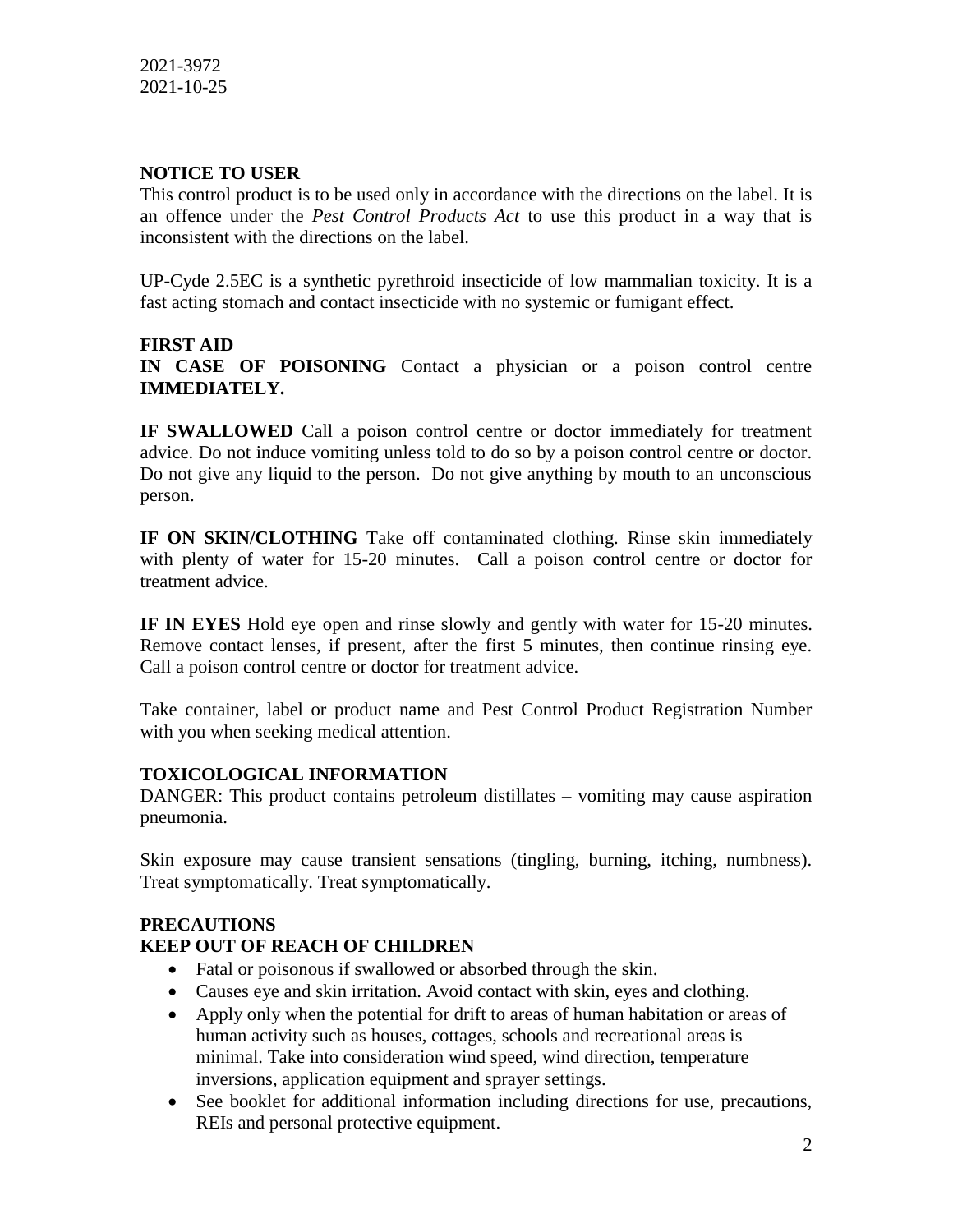2021-3972
2021-10-25

## NOTICE TO USER

This control product is to be used only in accordance with the directions on the label. It is an offence under the *Pest Control Products Act* to use this product in a way that is inconsistent with the directions on the label.

UP-Cyde 2.5EC is a synthetic pyrethroid insecticide of low mammalian toxicity. It is a fast acting stomach and contact insecticide with no systemic or fumigant effect.

## FIRST AID

**IN CASE OF POISONING** Contact a physician or a poison control centre **IMMEDIATELY.**

**IF SWALLOWED** Call a poison control centre or doctor immediately for treatment advice. Do not induce vomiting unless told to do so by a poison control centre or doctor. Do not give any liquid to the person. Do not give anything by mouth to an unconscious person.

**IF ON SKIN/CLOTHING** Take off contaminated clothing. Rinse skin immediately with plenty of water for 15-20 minutes. Call a poison control centre or doctor for treatment advice.

**IF IN EYES** Hold eye open and rinse slowly and gently with water for 15-20 minutes. Remove contact lenses, if present, after the first 5 minutes, then continue rinsing eye. Call a poison control centre or doctor for treatment advice.

Take container, label or product name and Pest Control Product Registration Number with you when seeking medical attention.

## TOXICOLOGICAL INFORMATION

DANGER: This product contains petroleum distillates – vomiting may cause aspiration pneumonia.

Skin exposure may cause transient sensations (tingling, burning, itching, numbness). Treat symptomatically. Treat symptomatically.

## PRECAUTIONS

### KEEP OUT OF REACH OF CHILDREN

- Fatal or poisonous if swallowed or absorbed through the skin.
- Causes eye and skin irritation. Avoid contact with skin, eyes and clothing.
- Apply only when the potential for drift to areas of human habitation or areas of human activity such as houses, cottages, schools and recreational areas is minimal. Take into consideration wind speed, wind direction, temperature inversions, application equipment and sprayer settings.
- See booklet for additional information including directions for use, precautions, REIs and personal protective equipment.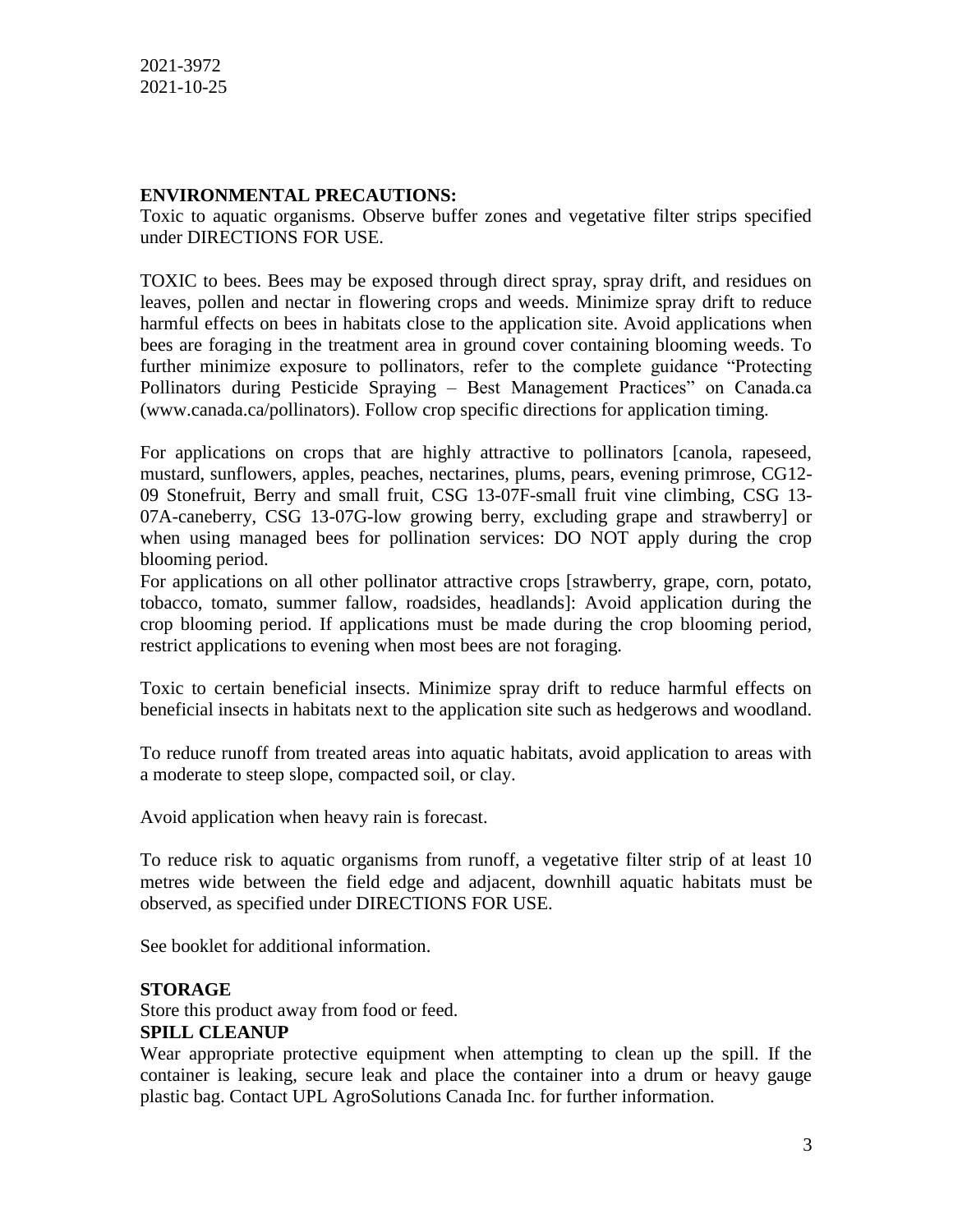**ENVIRONMENTAL PRECAUTIONS:**
Toxic to aquatic organisms. Observe buffer zones and vegetative filter strips specified under DIRECTIONS FOR USE.

TOXIC to bees. Bees may be exposed through direct spray, spray drift, and residues on leaves, pollen and nectar in flowering crops and weeds. Minimize spray drift to reduce harmful effects on bees in habitats close to the application site. Avoid applications when bees are foraging in the treatment area in ground cover containing blooming weeds. To further minimize exposure to pollinators, refer to the complete guidance "Protecting Pollinators during Pesticide Spraying – Best Management Practices" on Canada.ca (www.canada.ca/pollinators). Follow crop specific directions for application timing.

For applications on crops that are highly attractive to pollinators [canola, rapeseed, mustard, sunflowers, apples, peaches, nectarines, plums, pears, evening primrose, CG12-09 Stonefruit, Berry and small fruit, CSG 13-07F-small fruit vine climbing, CSG 13-07A-caneberry, CSG 13-07G-low growing berry, excluding grape and strawberry] or when using managed bees for pollination services: DO NOT apply during the crop blooming period.
For applications on all other pollinator attractive crops [strawberry, grape, corn, potato, tobacco, tomato, summer fallow, roadsides, headlands]: Avoid application during the crop blooming period. If applications must be made during the crop blooming period, restrict applications to evening when most bees are not foraging.

Toxic to certain beneficial insects. Minimize spray drift to reduce harmful effects on beneficial insects in habitats next to the application site such as hedgerows and woodland.

To reduce runoff from treated areas into aquatic habitats, avoid application to areas with a moderate to steep slope, compacted soil, or clay.

Avoid application when heavy rain is forecast.

To reduce risk to aquatic organisms from runoff, a vegetative filter strip of at least 10 metres wide between the field edge and adjacent, downhill aquatic habitats must be observed, as specified under DIRECTIONS FOR USE.

See booklet for additional information.

**STORAGE**
Store this product away from food or feed.

**SPILL CLEANUP**
Wear appropriate protective equipment when attempting to clean up the spill. If the container is leaking, secure leak and place the container into a drum or heavy gauge plastic bag. Contact UPL AgroSolutions Canada Inc. for further information.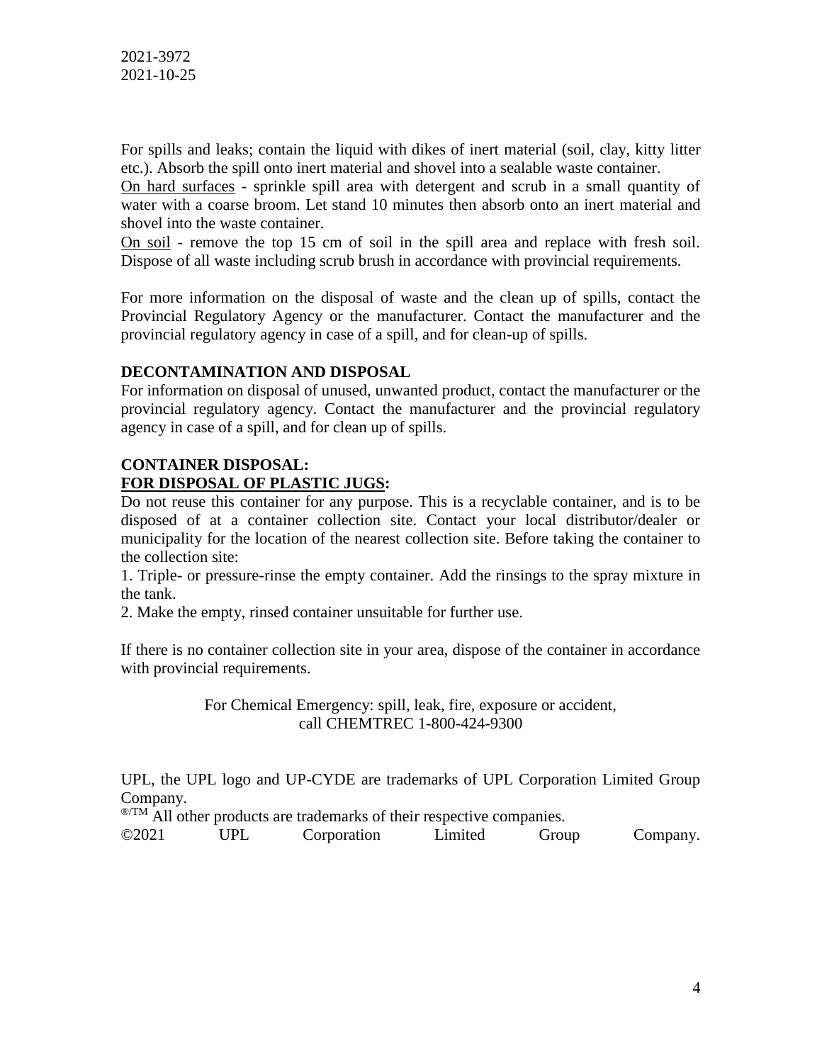2021-3972
2021-10-25

For spills and leaks; contain the liquid with dikes of inert material (soil, clay, kitty litter etc.). Absorb the spill onto inert material and shovel into a sealable waste container.
On hard surfaces - sprinkle spill area with detergent and scrub in a small quantity of water with a coarse broom. Let stand 10 minutes then absorb onto an inert material and shovel into the waste container.
On soil - remove the top 15 cm of soil in the spill area and replace with fresh soil. Dispose of all waste including scrub brush in accordance with provincial requirements.

For more information on the disposal of waste and the clean up of spills, contact the Provincial Regulatory Agency or the manufacturer. Contact the manufacturer and the provincial regulatory agency in case of a spill, and for clean-up of spills.

**DECONTAMINATION AND DISPOSAL**

For information on disposal of unused, unwanted product, contact the manufacturer or the provincial regulatory agency. Contact the manufacturer and the provincial regulatory agency in case of a spill, and for clean up of spills.

**CONTAINER DISPOSAL:**

**FOR DISPOSAL OF PLASTIC JUGS:**

Do not reuse this container for any purpose. This is a recyclable container, and is to be disposed of at a container collection site. Contact your local distributor/dealer or municipality for the location of the nearest collection site. Before taking the container to the collection site:

1. Triple- or pressure-rinse the empty container. Add the rinsings to the spray mixture in the tank.
2. Make the empty, rinsed container unsuitable for further use.

If there is no container collection site in your area, dispose of the container in accordance with provincial requirements.

For Chemical Emergency: spill, leak, fire, exposure or accident, call CHEMTREC 1-800-424-9300

UPL, the UPL logo and UP-CYDE are trademarks of UPL Corporation Limited Group Company.
®/TM All other products are trademarks of their respective companies.
©2021 UPL Corporation Limited Group Company.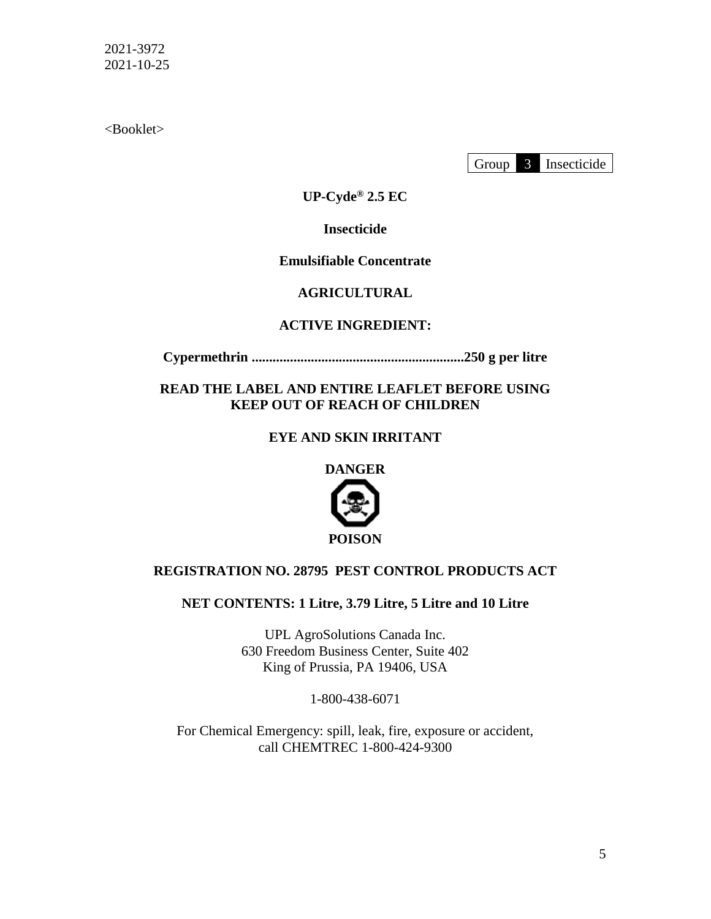2021-3972
2021-10-25

<Booklet>

Group 3 Insecticide

**UP-Cyde® 2.5 EC**

**Insecticide**

**Emulsifiable Concentrate**

**AGRICULTURAL**

**ACTIVE INGREDIENT:**

**Cypermethrin .............................................................250 g per litre**

**READ THE LABEL AND ENTIRE LEAFLET BEFORE USING**
**KEEP OUT OF REACH OF CHILDREN**

**EYE AND SKIN IRRITANT**

**DANGER**

**POISON**

**REGISTRATION NO. 28795 PEST CONTROL PRODUCTS ACT**

**NET CONTENTS: 1 Litre, 3.79 Litre, 5 Litre and 10 Litre**

UPL AgroSolutions Canada Inc.
630 Freedom Business Center, Suite 402
King of Prussia, PA 19406, USA

1-800-438-6071

For Chemical Emergency: spill, leak, fire, exposure or accident,
call CHEMTREC 1-800-424-9300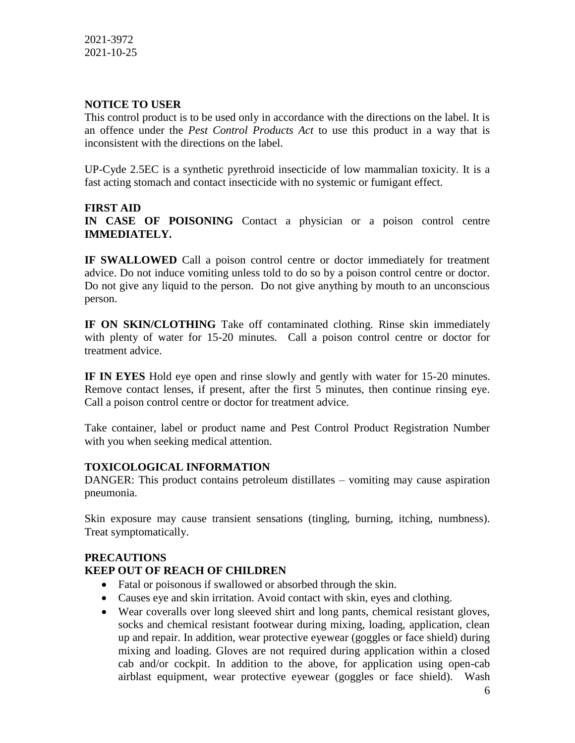2021-3972
2021-10-25

## NOTICE TO USER

This control product is to be used only in accordance with the directions on the label. It is an offence under the *Pest Control Products Act* to use this product in a way that is inconsistent with the directions on the label.

UP-Cyde 2.5EC is a synthetic pyrethroid insecticide of low mammalian toxicity. It is a fast acting stomach and contact insecticide with no systemic or fumigant effect.

## FIRST AID

**IN CASE OF POISONING** Contact a physician or a poison control centre **IMMEDIATELY.**

**IF SWALLOWED** Call a poison control centre or doctor immediately for treatment advice. Do not induce vomiting unless told to do so by a poison control centre or doctor. Do not give any liquid to the person. Do not give anything by mouth to an unconscious person.

**IF ON SKIN/CLOTHING** Take off contaminated clothing. Rinse skin immediately with plenty of water for 15-20 minutes. Call a poison control centre or doctor for treatment advice.

**IF IN EYES** Hold eye open and rinse slowly and gently with water for 15-20 minutes. Remove contact lenses, if present, after the first 5 minutes, then continue rinsing eye. Call a poison control centre or doctor for treatment advice.

Take container, label or product name and Pest Control Product Registration Number with you when seeking medical attention.

## TOXICOLOGICAL INFORMATION

DANGER: This product contains petroleum distillates – vomiting may cause aspiration pneumonia.

Skin exposure may cause transient sensations (tingling, burning, itching, numbness). Treat symptomatically.

## PRECAUTIONS

**KEEP OUT OF REACH OF CHILDREN**

- Fatal or poisonous if swallowed or absorbed through the skin.
- Causes eye and skin irritation. Avoid contact with skin, eyes and clothing.
- Wear coveralls over long sleeved shirt and long pants, chemical resistant gloves, socks and chemical resistant footwear during mixing, loading, application, clean up and repair. In addition, wear protective eyewear (goggles or face shield) during mixing and loading. Gloves are not required during application within a closed cab and/or cockpit. In addition to the above, for application using open-cab airblast equipment, wear protective eyewear (goggles or face shield). Wash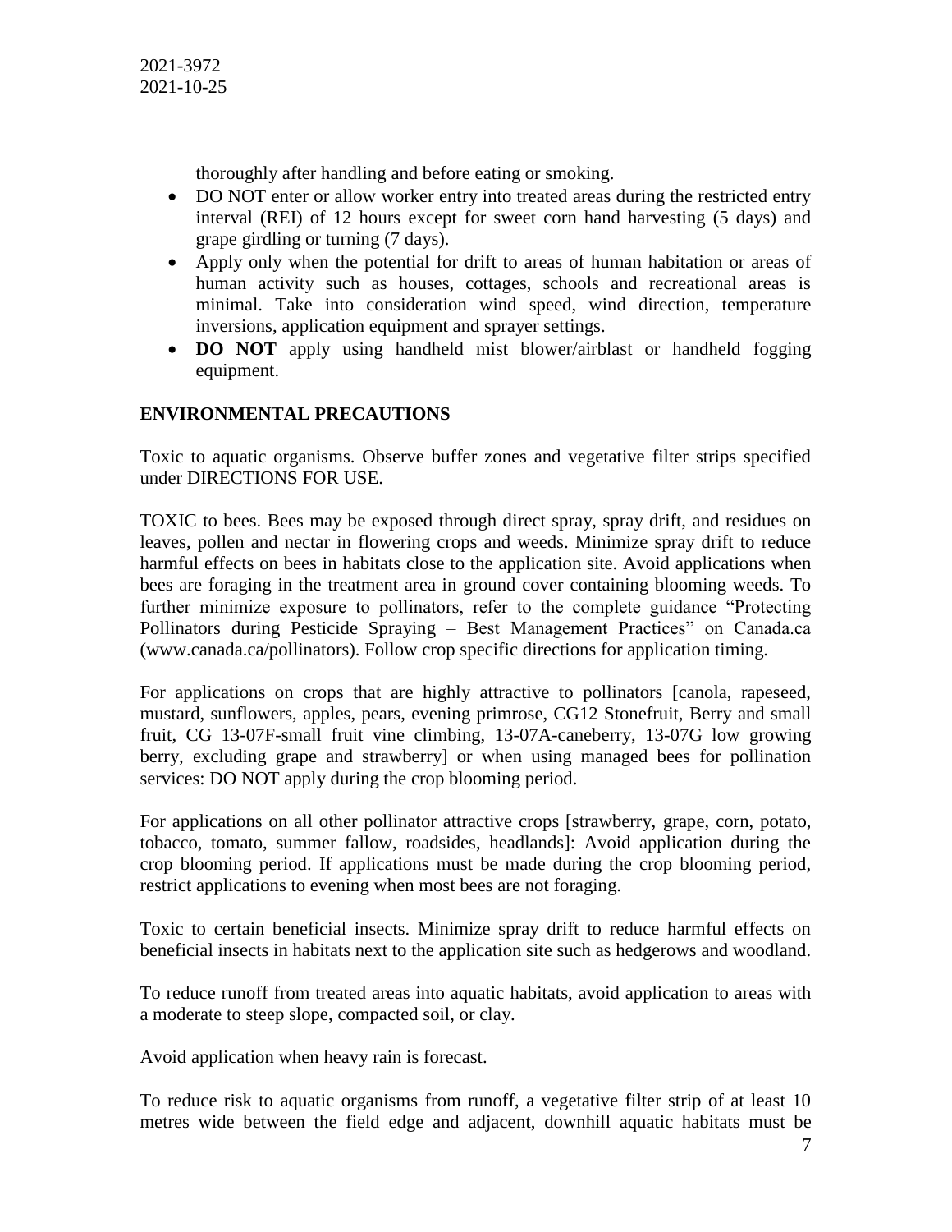thoroughly after handling and before eating or smoking.

- DO NOT enter or allow worker entry into treated areas during the restricted entry interval (REI) of 12 hours except for sweet corn hand harvesting (5 days) and grape girdling or turning (7 days).
- Apply only when the potential for drift to areas of human habitation or areas of human activity such as houses, cottages, schools and recreational areas is minimal. Take into consideration wind speed, wind direction, temperature inversions, application equipment and sprayer settings.
- **DO NOT** apply using handheld mist blower/airblast or handheld fogging equipment.

## ENVIRONMENTAL PRECAUTIONS

Toxic to aquatic organisms. Observe buffer zones and vegetative filter strips specified under DIRECTIONS FOR USE.

TOXIC to bees. Bees may be exposed through direct spray, spray drift, and residues on leaves, pollen and nectar in flowering crops and weeds. Minimize spray drift to reduce harmful effects on bees in habitats close to the application site. Avoid applications when bees are foraging in the treatment area in ground cover containing blooming weeds. To further minimize exposure to pollinators, refer to the complete guidance "Protecting Pollinators during Pesticide Spraying – Best Management Practices" on Canada.ca (www.canada.ca/pollinators). Follow crop specific directions for application timing.

For applications on crops that are highly attractive to pollinators [canola, rapeseed, mustard, sunflowers, apples, pears, evening primrose, CG12 Stonefruit, Berry and small fruit, CG 13-07F-small fruit vine climbing, 13-07A-caneberry, 13-07G low growing berry, excluding grape and strawberry] or when using managed bees for pollination services: DO NOT apply during the crop blooming period.

For applications on all other pollinator attractive crops [strawberry, grape, corn, potato, tobacco, tomato, summer fallow, roadsides, headlands]: Avoid application during the crop blooming period. If applications must be made during the crop blooming period, restrict applications to evening when most bees are not foraging.

Toxic to certain beneficial insects. Minimize spray drift to reduce harmful effects on beneficial insects in habitats next to the application site such as hedgerows and woodland.

To reduce runoff from treated areas into aquatic habitats, avoid application to areas with a moderate to steep slope, compacted soil, or clay.

Avoid application when heavy rain is forecast.

To reduce risk to aquatic organisms from runoff, a vegetative filter strip of at least 10 metres wide between the field edge and adjacent, downhill aquatic habitats must be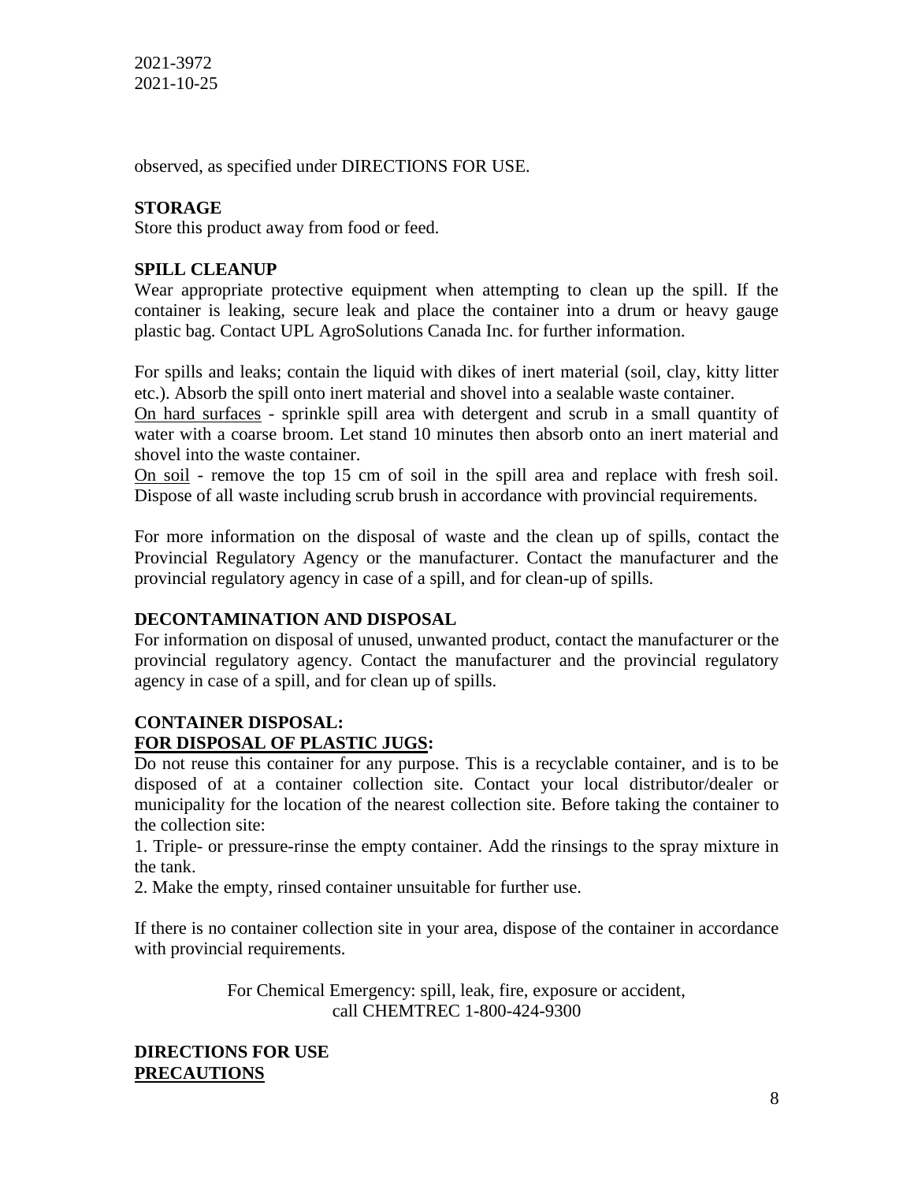observed, as specified under DIRECTIONS FOR USE.

**STORAGE**

Store this product away from food or feed.

**SPILL CLEANUP**

Wear appropriate protective equipment when attempting to clean up the spill. If the container is leaking, secure leak and place the container into a drum or heavy gauge plastic bag. Contact UPL AgroSolutions Canada Inc. for further information.

For spills and leaks; contain the liquid with dikes of inert material (soil, clay, kitty litter etc.). Absorb the spill onto inert material and shovel into a sealable waste container.

On hard surfaces - sprinkle spill area with detergent and scrub in a small quantity of water with a coarse broom. Let stand 10 minutes then absorb onto an inert material and shovel into the waste container.

On soil - remove the top 15 cm of soil in the spill area and replace with fresh soil. Dispose of all waste including scrub brush in accordance with provincial requirements.

For more information on the disposal of waste and the clean up of spills, contact the Provincial Regulatory Agency or the manufacturer. Contact the manufacturer and the provincial regulatory agency in case of a spill, and for clean-up of spills.

**DECONTAMINATION AND DISPOSAL**

For information on disposal of unused, unwanted product, contact the manufacturer or the provincial regulatory agency. Contact the manufacturer and the provincial regulatory agency in case of a spill, and for clean up of spills.

**CONTAINER DISPOSAL:**

**FOR DISPOSAL OF PLASTIC JUGS:**

Do not reuse this container for any purpose. This is a recyclable container, and is to be disposed of at a container collection site. Contact your local distributor/dealer or municipality for the location of the nearest collection site. Before taking the container to the collection site:

1. Triple- or pressure-rinse the empty container. Add the rinsings to the spray mixture in the tank.
2. Make the empty, rinsed container unsuitable for further use.

If there is no container collection site in your area, dispose of the container in accordance with provincial requirements.

For Chemical Emergency: spill, leak, fire, exposure or accident,
call CHEMTREC 1-800-424-9300

**DIRECTIONS FOR USE**

**PRECAUTIONS**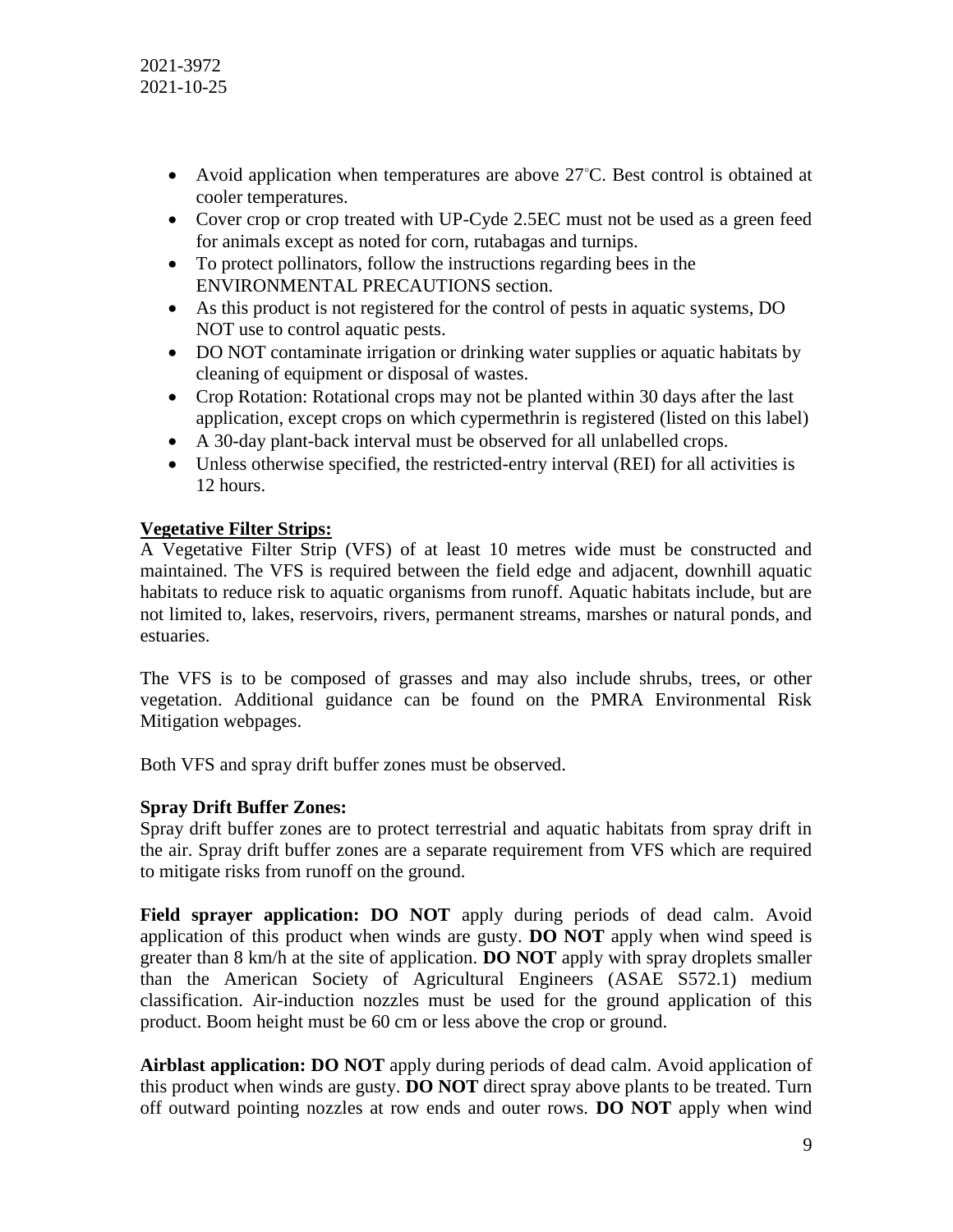- Avoid application when temperatures are above 27°C. Best control is obtained at cooler temperatures.
- Cover crop or crop treated with UP-Cyde 2.5EC must not be used as a green feed for animals except as noted for corn, rutabagas and turnips.
- To protect pollinators, follow the instructions regarding bees in the ENVIRONMENTAL PRECAUTIONS section.
- As this product is not registered for the control of pests in aquatic systems, DO NOT use to control aquatic pests.
- DO NOT contaminate irrigation or drinking water supplies or aquatic habitats by cleaning of equipment or disposal of wastes.
- Crop Rotation: Rotational crops may not be planted within 30 days after the last application, except crops on which cypermethrin is registered (listed on this label)
- A 30-day plant-back interval must be observed for all unlabelled crops.
- Unless otherwise specified, the restricted-entry interval (REI) for all activities is 12 hours.

**Vegetative Filter Strips:**

A Vegetative Filter Strip (VFS) of at least 10 metres wide must be constructed and maintained. The VFS is required between the field edge and adjacent, downhill aquatic habitats to reduce risk to aquatic organisms from runoff. Aquatic habitats include, but are not limited to, lakes, reservoirs, rivers, permanent streams, marshes or natural ponds, and estuaries.

The VFS is to be composed of grasses and may also include shrubs, trees, or other vegetation. Additional guidance can be found on the PMRA Environmental Risk Mitigation webpages.

Both VFS and spray drift buffer zones must be observed.

**Spray Drift Buffer Zones:**

Spray drift buffer zones are to protect terrestrial and aquatic habitats from spray drift in the air. Spray drift buffer zones are a separate requirement from VFS which are required to mitigate risks from runoff on the ground.

**Field sprayer application: DO NOT** apply during periods of dead calm. Avoid application of this product when winds are gusty. **DO NOT** apply when wind speed is greater than 8 km/h at the site of application. **DO NOT** apply with spray droplets smaller than the American Society of Agricultural Engineers (ASAE S572.1) medium classification. Air-induction nozzles must be used for the ground application of this product. Boom height must be 60 cm or less above the crop or ground.

**Airblast application: DO NOT** apply during periods of dead calm. Avoid application of this product when winds are gusty. **DO NOT** direct spray above plants to be treated. Turn off outward pointing nozzles at row ends and outer rows. **DO NOT** apply when wind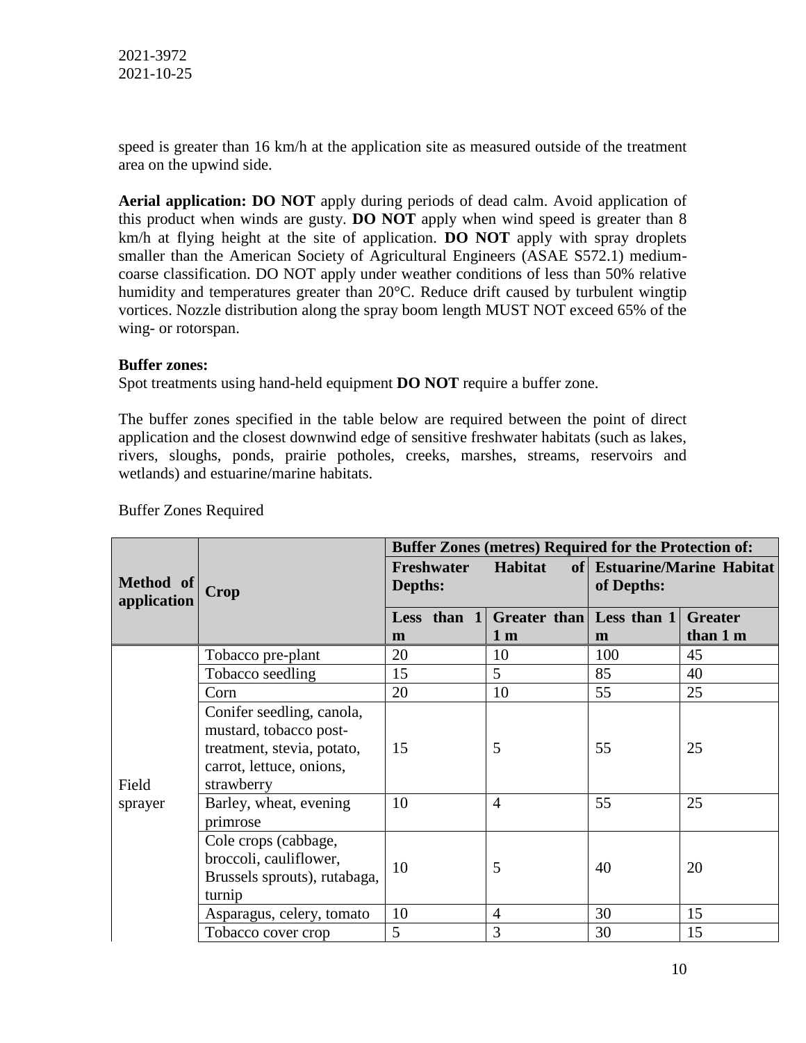speed is greater than 16 km/h at the application site as measured outside of the treatment area on the upwind side.

**Aerial application: DO NOT** apply during periods of dead calm. Avoid application of this product when winds are gusty. **DO NOT** apply when wind speed is greater than 8 km/h at flying height at the site of application. **DO NOT** apply with spray droplets smaller than the American Society of Agricultural Engineers (ASAE S572.1) medium-coarse classification. DO NOT apply under weather conditions of less than 50% relative humidity and temperatures greater than 20°C. Reduce drift caused by turbulent wingtip vortices. Nozzle distribution along the spray boom length MUST NOT exceed 65% of the wing- or rotorspan.

**Buffer zones:**

Spot treatments using hand-held equipment **DO NOT** require a buffer zone.

The buffer zones specified in the table below are required between the point of direct application and the closest downwind edge of sensitive freshwater habitats (such as lakes, rivers, sloughs, ponds, prairie potholes, creeks, marshes, streams, reservoirs and wetlands) and estuarine/marine habitats.

Buffer Zones Required

| **Method of application** | **Crop** | **Buffer Zones (metres) Required for the Protection of:** | | | |
|---|---|---|---|---|---|
| | | **Freshwater Habitat of Depths:** | | **Estuarine/Marine Habitat of Depths:** | |
| | | **Less than 1 m** | **Greater than 1 m** | **Less than 1 m** | **Greater than 1 m** |
| Field sprayer | Tobacco pre-plant | 20 | 10 | 100 | 45 |
| | Tobacco seedling | 15 | 5 | 85 | 40 |
| | Corn | 20 | 10 | 55 | 25 |
| | Conifer seedling, canola, mustard, tobacco post-treatment, stevia, potato, carrot, lettuce, onions, strawberry | 15 | 5 | 55 | 25 |
| | Barley, wheat, evening primrose | 10 | 4 | 55 | 25 |
| | Cole crops (cabbage, broccoli, cauliflower, Brussels sprouts), rutabaga, turnip | 10 | 5 | 40 | 20 |
| | Asparagus, celery, tomato | 10 | 4 | 30 | 15 |
| | Tobacco cover crop | 5 | 3 | 30 | 15 |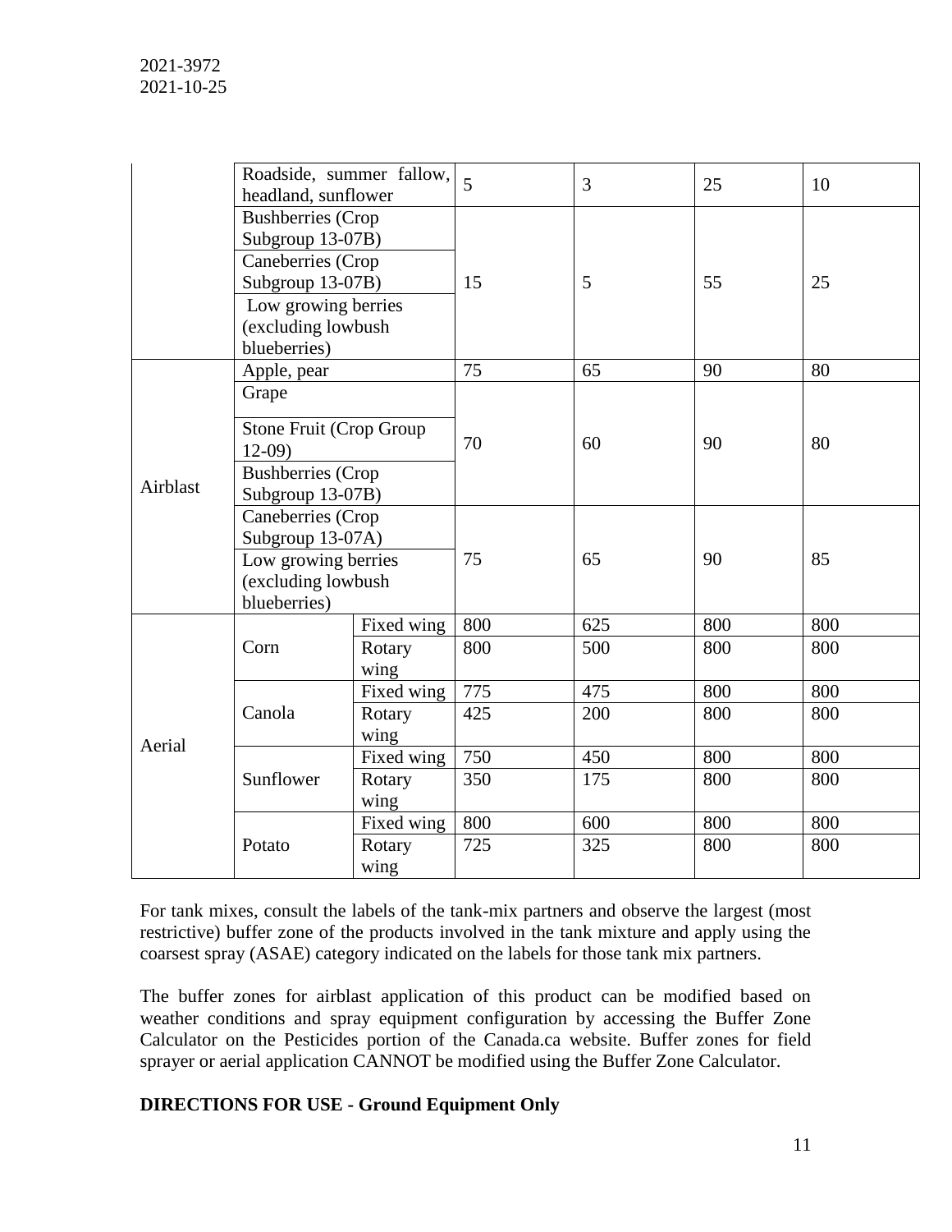2021-3972
2021-10-25

| | | | | | | |
|---|---|---|---|---|---|---|
| | Roadside, summer fallow, headland, sunflower | | 5 | 3 | 25 | 10 |
| | Bushberries (Crop Subgroup 13-07B) | | 15 | 5 | 55 | 25 |
| | Caneberries (Crop Subgroup 13-07B) | | | | | |
| | Low growing berries (excluding lowbush blueberries) | | | | | |
| Airblast | Apple, pear | | 75 | 65 | 90 | 80 |
| | Grape | | 70 | 60 | 90 | 80 |
| | Stone Fruit (Crop Group 12-09) | | | | | |
| | Bushberries (Crop Subgroup 13-07B) | | | | | |
| | Caneberries (Crop Subgroup 13-07A) | | 75 | 65 | 90 | 85 |
| | Low growing berries (excluding lowbush blueberries) | | | | | |
| Aerial | Corn | Fixed wing | 800 | 625 | 800 | 800 |
| | | Rotary wing | 800 | 500 | 800 | 800 |
| | Canola | Fixed wing | 775 | 475 | 800 | 800 |
| | | Rotary wing | 425 | 200 | 800 | 800 |
| | Sunflower | Fixed wing | 750 | 450 | 800 | 800 |
| | | Rotary wing | 350 | 175 | 800 | 800 |
| | Potato | Fixed wing | 800 | 600 | 800 | 800 |
| | | Rotary wing | 725 | 325 | 800 | 800 |

For tank mixes, consult the labels of the tank-mix partners and observe the largest (most restrictive) buffer zone of the products involved in the tank mixture and apply using the coarsest spray (ASAE) category indicated on the labels for those tank mix partners.

The buffer zones for airblast application of this product can be modified based on weather conditions and spray equipment configuration by accessing the Buffer Zone Calculator on the Pesticides portion of the Canada.ca website. Buffer zones for field sprayer or aerial application CANNOT be modified using the Buffer Zone Calculator.

**DIRECTIONS FOR USE - Ground Equipment Only**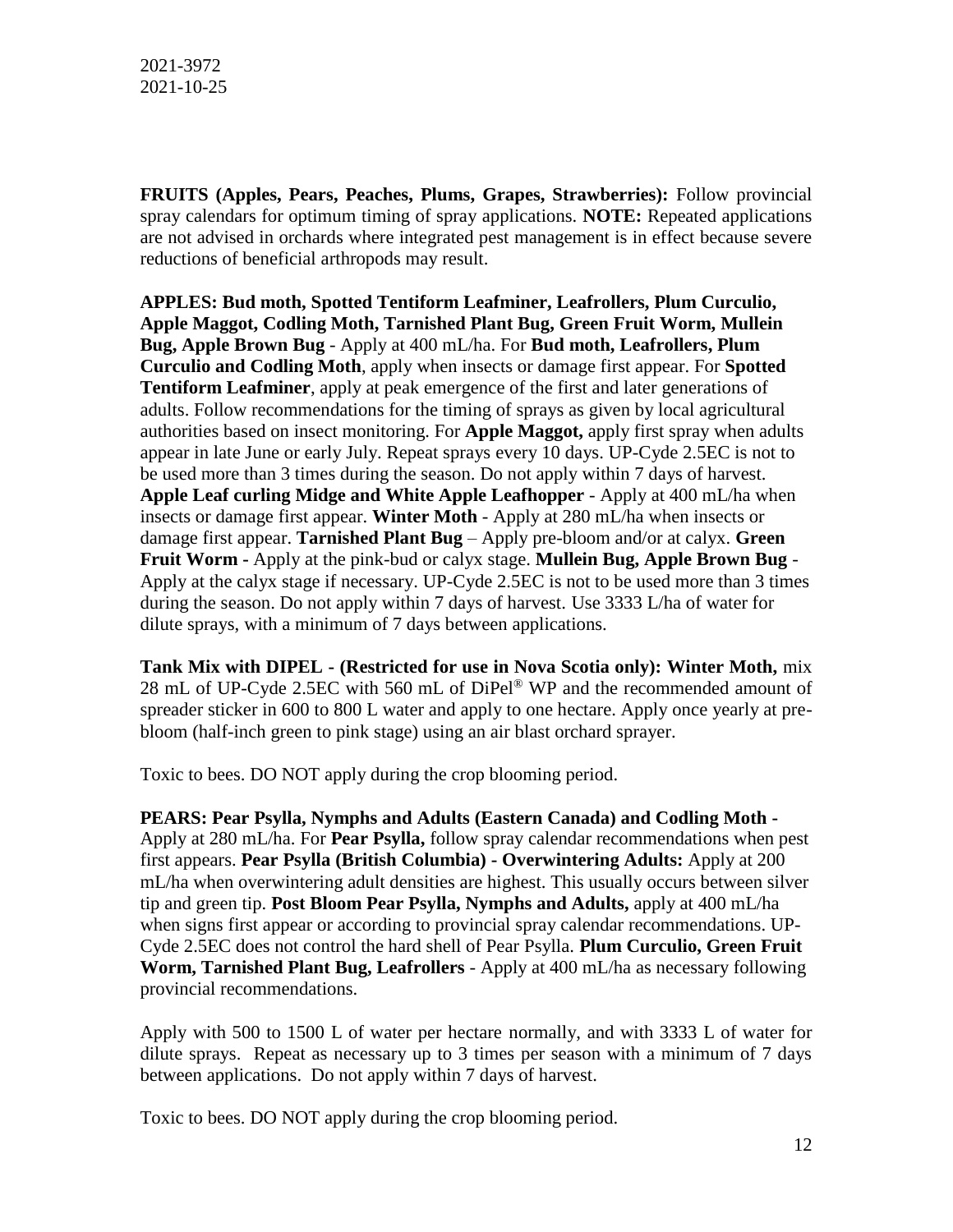**FRUITS (Apples, Pears, Peaches, Plums, Grapes, Strawberries):** Follow provincial spray calendars for optimum timing of spray applications. **NOTE:** Repeated applications are not advised in orchards where integrated pest management is in effect because severe reductions of beneficial arthropods may result.

**APPLES: Bud moth, Spotted Tentiform Leafminer, Leafrollers, Plum Curculio, Apple Maggot, Codling Moth, Tarnished Plant Bug, Green Fruit Worm, Mullein Bug, Apple Brown Bug** - Apply at 400 mL/ha. For **Bud moth, Leafrollers, Plum Curculio and Codling Moth**, apply when insects or damage first appear. For **Spotted Tentiform Leafminer**, apply at peak emergence of the first and later generations of adults. Follow recommendations for the timing of sprays as given by local agricultural authorities based on insect monitoring. For **Apple Maggot,** apply first spray when adults appear in late June or early July. Repeat sprays every 10 days. UP-Cyde 2.5EC is not to be used more than 3 times during the season. Do not apply within 7 days of harvest. **Apple Leaf curling Midge and White Apple Leafhopper** - Apply at 400 mL/ha when insects or damage first appear. **Winter Moth** - Apply at 280 mL/ha when insects or damage first appear. **Tarnished Plant Bug** – Apply pre-bloom and/or at calyx. **Green Fruit Worm -** Apply at the pink-bud or calyx stage. **Mullein Bug, Apple Brown Bug** - Apply at the calyx stage if necessary. UP-Cyde 2.5EC is not to be used more than 3 times during the season. Do not apply within 7 days of harvest. Use 3333 L/ha of water for dilute sprays, with a minimum of 7 days between applications.

**Tank Mix with DIPEL - (Restricted for use in Nova Scotia only): Winter Moth,** mix 28 mL of UP-Cyde 2.5EC with 560 mL of DiPel® WP and the recommended amount of spreader sticker in 600 to 800 L water and apply to one hectare. Apply once yearly at pre-bloom (half-inch green to pink stage) using an air blast orchard sprayer.

Toxic to bees. DO NOT apply during the crop blooming period.

**PEARS: Pear Psylla, Nymphs and Adults (Eastern Canada) and Codling Moth -** Apply at 280 mL/ha. For **Pear Psylla,** follow spray calendar recommendations when pest first appears. **Pear Psylla (British Columbia) - Overwintering Adults:** Apply at 200 mL/ha when overwintering adult densities are highest. This usually occurs between silver tip and green tip. **Post Bloom Pear Psylla, Nymphs and Adults,** apply at 400 mL/ha when signs first appear or according to provincial spray calendar recommendations. UP-Cyde 2.5EC does not control the hard shell of Pear Psylla. **Plum Curculio, Green Fruit Worm, Tarnished Plant Bug, Leafrollers** - Apply at 400 mL/ha as necessary following provincial recommendations.

Apply with 500 to 1500 L of water per hectare normally, and with 3333 L of water for dilute sprays. Repeat as necessary up to 3 times per season with a minimum of 7 days between applications. Do not apply within 7 days of harvest.

Toxic to bees. DO NOT apply during the crop blooming period.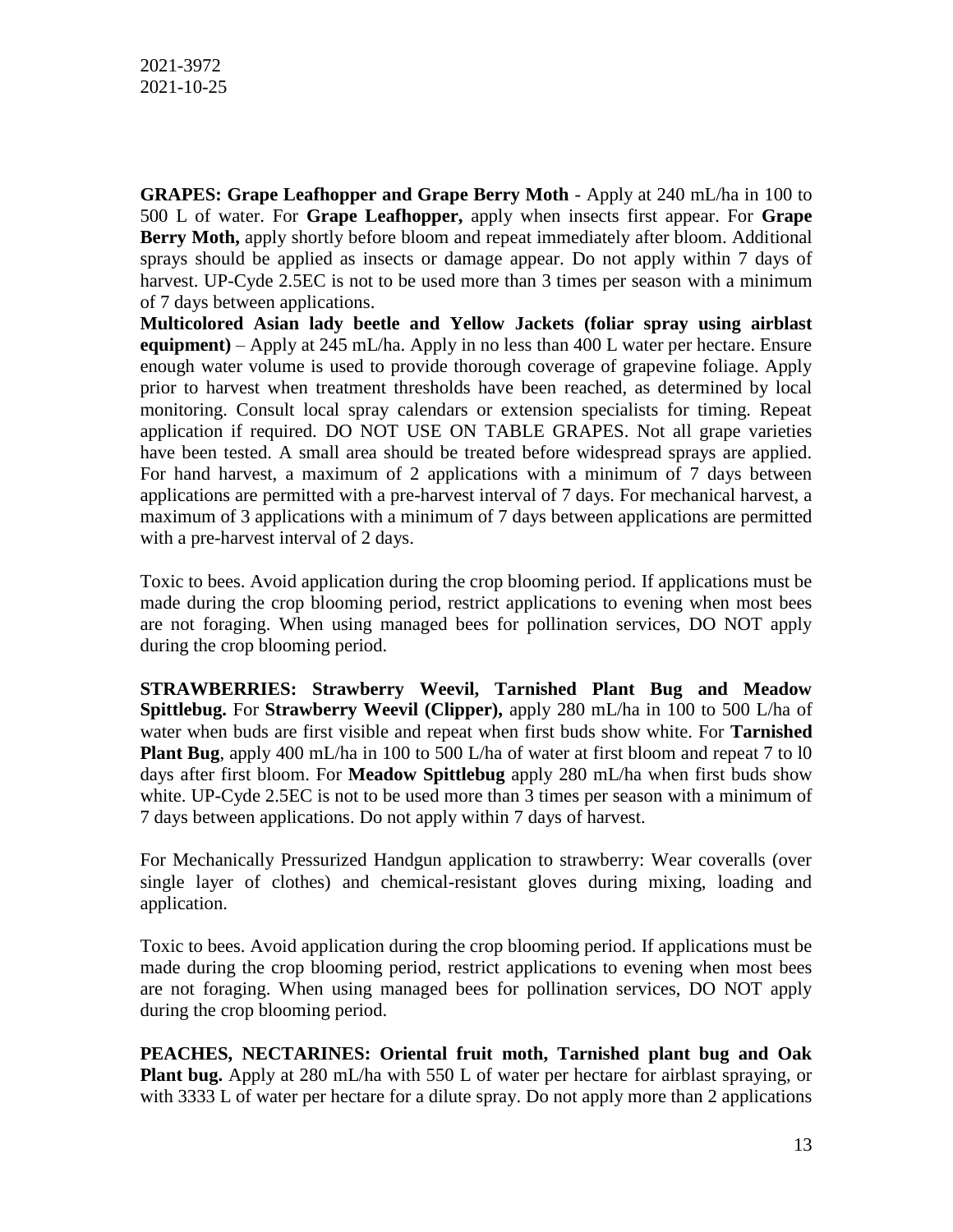**GRAPES: Grape Leafhopper and Grape Berry Moth** - Apply at 240 mL/ha in 100 to 500 L of water. For **Grape Leafhopper,** apply when insects first appear. For **Grape Berry Moth,** apply shortly before bloom and repeat immediately after bloom. Additional sprays should be applied as insects or damage appear. Do not apply within 7 days of harvest. UP-Cyde 2.5EC is not to be used more than 3 times per season with a minimum of 7 days between applications.

**Multicolored Asian lady beetle and Yellow Jackets (foliar spray using airblast equipment)** – Apply at 245 mL/ha. Apply in no less than 400 L water per hectare. Ensure enough water volume is used to provide thorough coverage of grapevine foliage. Apply prior to harvest when treatment thresholds have been reached, as determined by local monitoring. Consult local spray calendars or extension specialists for timing. Repeat application if required. DO NOT USE ON TABLE GRAPES. Not all grape varieties have been tested. A small area should be treated before widespread sprays are applied. For hand harvest, a maximum of 2 applications with a minimum of 7 days between applications are permitted with a pre-harvest interval of 7 days. For mechanical harvest, a maximum of 3 applications with a minimum of 7 days between applications are permitted with a pre-harvest interval of 2 days.

Toxic to bees. Avoid application during the crop blooming period. If applications must be made during the crop blooming period, restrict applications to evening when most bees are not foraging. When using managed bees for pollination services, DO NOT apply during the crop blooming period.

**STRAWBERRIES: Strawberry Weevil, Tarnished Plant Bug and Meadow Spittlebug.** For **Strawberry Weevil (Clipper),** apply 280 mL/ha in 100 to 500 L/ha of water when buds are first visible and repeat when first buds show white. For **Tarnished Plant Bug**, apply 400 mL/ha in 100 to 500 L/ha of water at first bloom and repeat 7 to l0 days after first bloom. For **Meadow Spittlebug** apply 280 mL/ha when first buds show white. UP-Cyde 2.5EC is not to be used more than 3 times per season with a minimum of 7 days between applications. Do not apply within 7 days of harvest.

For Mechanically Pressurized Handgun application to strawberry: Wear coveralls (over single layer of clothes) and chemical-resistant gloves during mixing, loading and application.

Toxic to bees. Avoid application during the crop blooming period. If applications must be made during the crop blooming period, restrict applications to evening when most bees are not foraging. When using managed bees for pollination services, DO NOT apply during the crop blooming period.

**PEACHES, NECTARINES: Oriental fruit moth, Tarnished plant bug and Oak Plant bug.** Apply at 280 mL/ha with 550 L of water per hectare for airblast spraying, or with 3333 L of water per hectare for a dilute spray. Do not apply more than 2 applications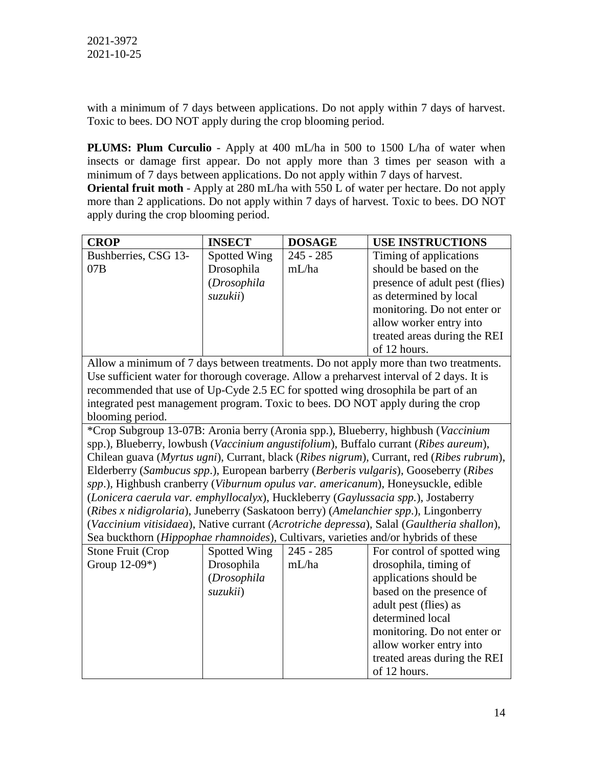with a minimum of 7 days between applications. Do not apply within 7 days of harvest. Toxic to bees. DO NOT apply during the crop blooming period.

**PLUMS: Plum Curculio** - Apply at 400 mL/ha in 500 to 1500 L/ha of water when insects or damage first appear. Do not apply more than 3 times per season with a minimum of 7 days between applications. Do not apply within 7 days of harvest.
**Oriental fruit moth** - Apply at 280 mL/ha with 550 L of water per hectare. Do not apply more than 2 applications. Do not apply within 7 days of harvest. Toxic to bees. DO NOT apply during the crop blooming period.

| **CROP** | **INSECT** | **DOSAGE** | **USE INSTRUCTIONS** |
|---|---|---|---|
| Bushberries, CSG 13-07B | Spotted Wing Drosophila (*Drosophila suzukii*) | 245 - 285 mL/ha | Timing of applications should be based on the presence of adult pest (flies) as determined by local monitoring. Do not enter or allow worker entry into treated areas during the REI of 12 hours. |
| Allow a minimum of 7 days between treatments. Do not apply more than two treatments. Use sufficient water for thorough coverage. Allow a preharvest interval of 2 days. It is recommended that use of Up-Cyde 2.5 EC for spotted wing drosophila be part of an integrated pest management program. Toxic to bees. DO NOT apply during the crop blooming period. | | | |
| *Crop Subgroup 13-07B: Aronia berry (Aronia spp.), Blueberry, highbush (*Vaccinium* spp.), Blueberry, lowbush (*Vaccinium angustifolium*), Buffalo currant (*Ribes aureum*), Chilean guava (*Myrtus ugni*), Currant, black (*Ribes nigrum*), Currant, red (*Ribes rubrum*), Elderberry (*Sambucus spp*.), European barberry (*Berberis vulgaris*), Gooseberry (*Ribes spp*.), Highbush cranberry (*Viburnum opulus var. americanum*), Honeysuckle, edible (*Lonicera caerula var. emphyllocalyx*), Huckleberry (*Gaylussacia spp.*), Jostaberry (*Ribes x nidigrolaria*), Juneberry (Saskatoon berry) (*Amelanchier spp*.), Lingonberry (*Vaccinium vitisidaea*), Native currant (*Acrotriche depressa*), Salal (*Gaultheria shallon*), Sea buckthorn (*Hippophae rhamnoides*), Cultivars, varieties and/or hybrids of these | | | |
| Stone Fruit (Crop Group 12-09*) | Spotted Wing Drosophila (*Drosophila suzukii*) | 245 - 285 mL/ha | For control of spotted wing drosophila, timing of applications should be based on the presence of adult pest (flies) as determined local monitoring. Do not enter or allow worker entry into treated areas during the REI of 12 hours. |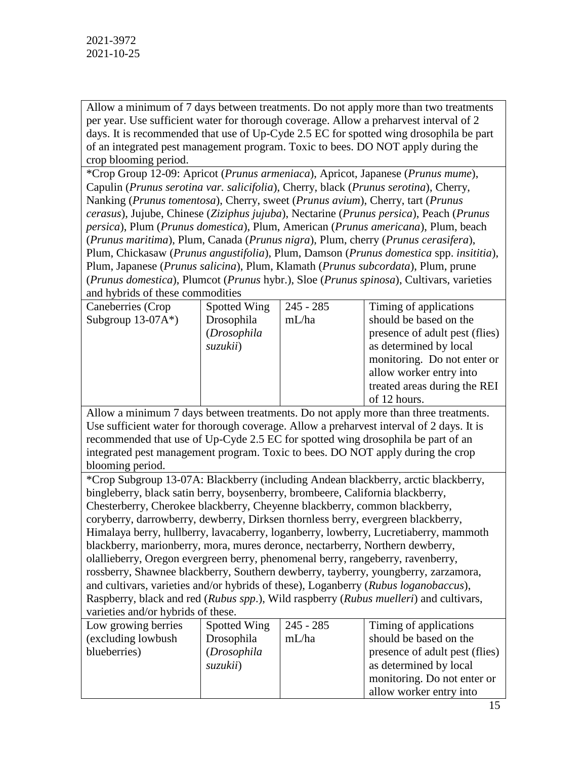2021-3972
2021-10-25

| | | | |
|---|---|---|---|
| Allow a minimum of 7 days between treatments. Do not apply more than two treatments per year. Use sufficient water for thorough coverage. Allow a preharvest interval of 2 days. It is recommended that use of Up-Cyde 2.5 EC for spotted wing drosophila be part of an integrated pest management program. Toxic to bees. DO NOT apply during the crop blooming period. | | | |
| *Crop Group 12-09: Apricot (*Prunus armeniaca*), Apricot, Japanese (*Prunus mume*), Capulin (*Prunus serotina var. salicifolia*), Cherry, black (*Prunus serotina*), Cherry, Nanking (*Prunus tomentosa*), Cherry, sweet (*Prunus avium*), Cherry, tart (*Prunus cerasus*), Jujube, Chinese (*Ziziphus jujuba*), Nectarine (*Prunus persica*), Peach (*Prunus persica*), Plum (*Prunus domestica*), Plum, American (*Prunus americana*), Plum, beach (*Prunus maritima*), Plum, Canada (*Prunus nigra*), Plum, cherry (*Prunus cerasifera*), Plum, Chickasaw (*Prunus angustifolia*), Plum, Damson (*Prunus domestica* spp. *insititia*), Plum, Japanese (*Prunus salicina*), Plum, Klamath (*Prunus subcordata*), Plum, prune (*Prunus domestica*), Plumcot (*Prunus* hybr.), Sloe (*Prunus spinosa*), Cultivars, varieties and hybrids of these commodities | | | |
| Caneberries (Crop Subgroup 13-07A*) | Spotted Wing Drosophila (*Drosophila suzukii*) | 245 - 285 mL/ha | Timing of applications should be based on the presence of adult pest (flies) as determined by local monitoring. Do not enter or allow worker entry into treated areas during the REI of 12 hours. |
| Allow a minimum 7 days between treatments. Do not apply more than three treatments. Use sufficient water for thorough coverage. Allow a preharvest interval of 2 days. It is recommended that use of Up-Cyde 2.5 EC for spotted wing drosophila be part of an integrated pest management program. Toxic to bees. DO NOT apply during the crop blooming period. | | | |
| *Crop Subgroup 13-07A: Blackberry (including Andean blackberry, arctic blackberry, bingleberry, black satin berry, boysenberry, brombeere, California blackberry, Chesterberry, Cherokee blackberry, Cheyenne blackberry, common blackberry, coryberry, darrowberry, dewberry, Dirksen thornless berry, evergreen blackberry, Himalaya berry, hullberry, lavacaberry, loganberry, lowberry, Lucretiaberry, mammoth blackberry, marionberry, mora, mures deronce, nectarberry, Northern dewberry, olallieberry, Oregon evergreen berry, phenomenal berry, rangeberry, ravenberry, rossberry, Shawnee blackberry, Southern dewberry, tayberry, youngberry, zarzamora, and cultivars, varieties and/or hybrids of these), Loganberry (*Rubus loganobaccus*), Raspberry, black and red (*Rubus spp*.), Wild raspberry (*Rubus muelleri*) and cultivars, varieties and/or hybrids of these. | | | |
| Low growing berries (excluding lowbush blueberries) | Spotted Wing Drosophila (*Drosophila suzukii*) | 245 - 285 mL/ha | Timing of applications should be based on the presence of adult pest (flies) as determined by local monitoring. Do not enter or allow worker entry into |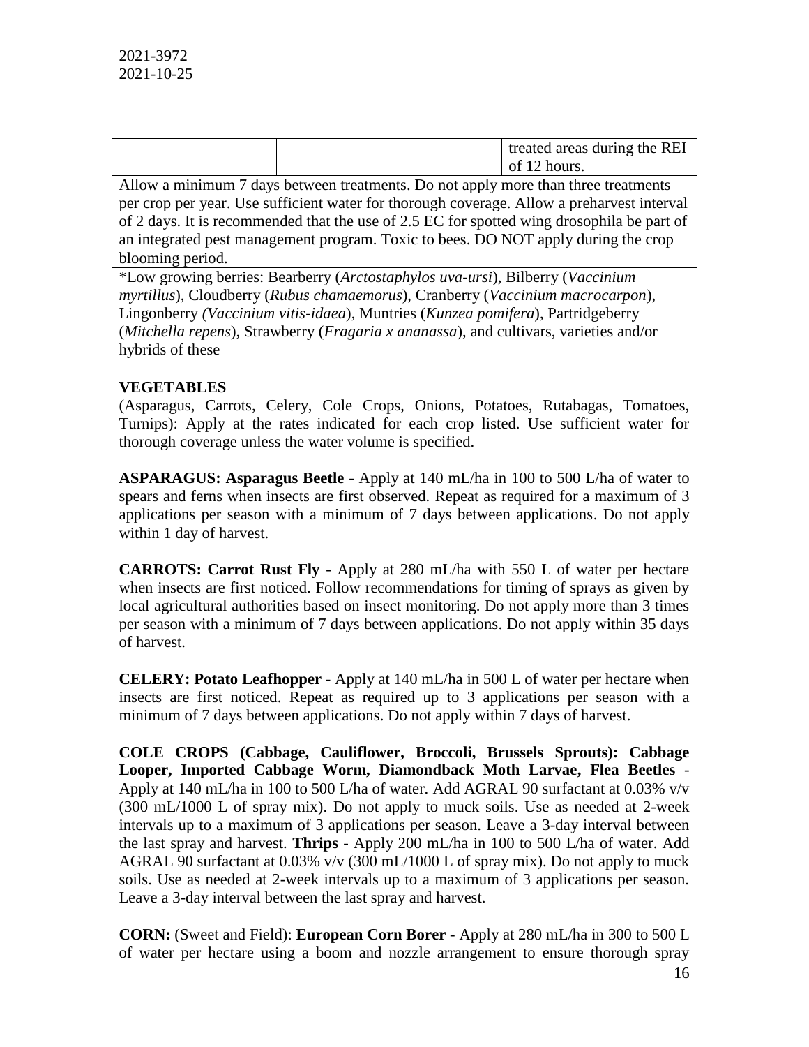2021-3972
2021-10-25

| | | | |
|---|---|---|---|
| | | | treated areas during the REI of 12 hours. |
| Allow a minimum 7 days between treatments. Do not apply more than three treatments per crop per year. Use sufficient water for thorough coverage. Allow a preharvest interval of 2 days. It is recommended that the use of 2.5 EC for spotted wing drosophila be part of an integrated pest management program. Toxic to bees. DO NOT apply during the crop blooming period. | | | |
| *Low growing berries: Bearberry (*Arctostaphylos uva-ursi*), Bilberry (*Vaccinium myrtillus*), Cloudberry (*Rubus chamaemorus*), Cranberry (*Vaccinium macrocarpon*), Lingonberry (*Vaccinium vitis-idaea*), Muntries (*Kunzea pomifera*), Partridgeberry (*Mitchella repens*), Strawberry (*Fragaria x ananassa*), and cultivars, varieties and/or hybrids of these | | | |

**VEGETABLES**

(Asparagus, Carrots, Celery, Cole Crops, Onions, Potatoes, Rutabagas, Tomatoes, Turnips): Apply at the rates indicated for each crop listed. Use sufficient water for thorough coverage unless the water volume is specified.

**ASPARAGUS: Asparagus Beetle** - Apply at 140 mL/ha in 100 to 500 L/ha of water to spears and ferns when insects are first observed. Repeat as required for a maximum of 3 applications per season with a minimum of 7 days between applications. Do not apply within 1 day of harvest.

**CARROTS: Carrot Rust Fly** - Apply at 280 mL/ha with 550 L of water per hectare when insects are first noticed. Follow recommendations for timing of sprays as given by local agricultural authorities based on insect monitoring. Do not apply more than 3 times per season with a minimum of 7 days between applications. Do not apply within 35 days of harvest.

**CELERY: Potato Leafhopper** - Apply at 140 mL/ha in 500 L of water per hectare when insects are first noticed. Repeat as required up to 3 applications per season with a minimum of 7 days between applications. Do not apply within 7 days of harvest.

**COLE CROPS (Cabbage, Cauliflower, Broccoli, Brussels Sprouts): Cabbage Looper, Imported Cabbage Worm, Diamondback Moth Larvae, Flea Beetles** - Apply at 140 mL/ha in 100 to 500 L/ha of water. Add AGRAL 90 surfactant at 0.03% v/v (300 mL/1000 L of spray mix). Do not apply to muck soils. Use as needed at 2-week intervals up to a maximum of 3 applications per season. Leave a 3-day interval between the last spray and harvest. **Thrips** - Apply 200 mL/ha in 100 to 500 L/ha of water. Add AGRAL 90 surfactant at 0.03% v/v (300 mL/1000 L of spray mix). Do not apply to muck soils. Use as needed at 2-week intervals up to a maximum of 3 applications per season. Leave a 3-day interval between the last spray and harvest.

**CORN:** (Sweet and Field): **European Corn Borer** - Apply at 280 mL/ha in 300 to 500 L of water per hectare using a boom and nozzle arrangement to ensure thorough spray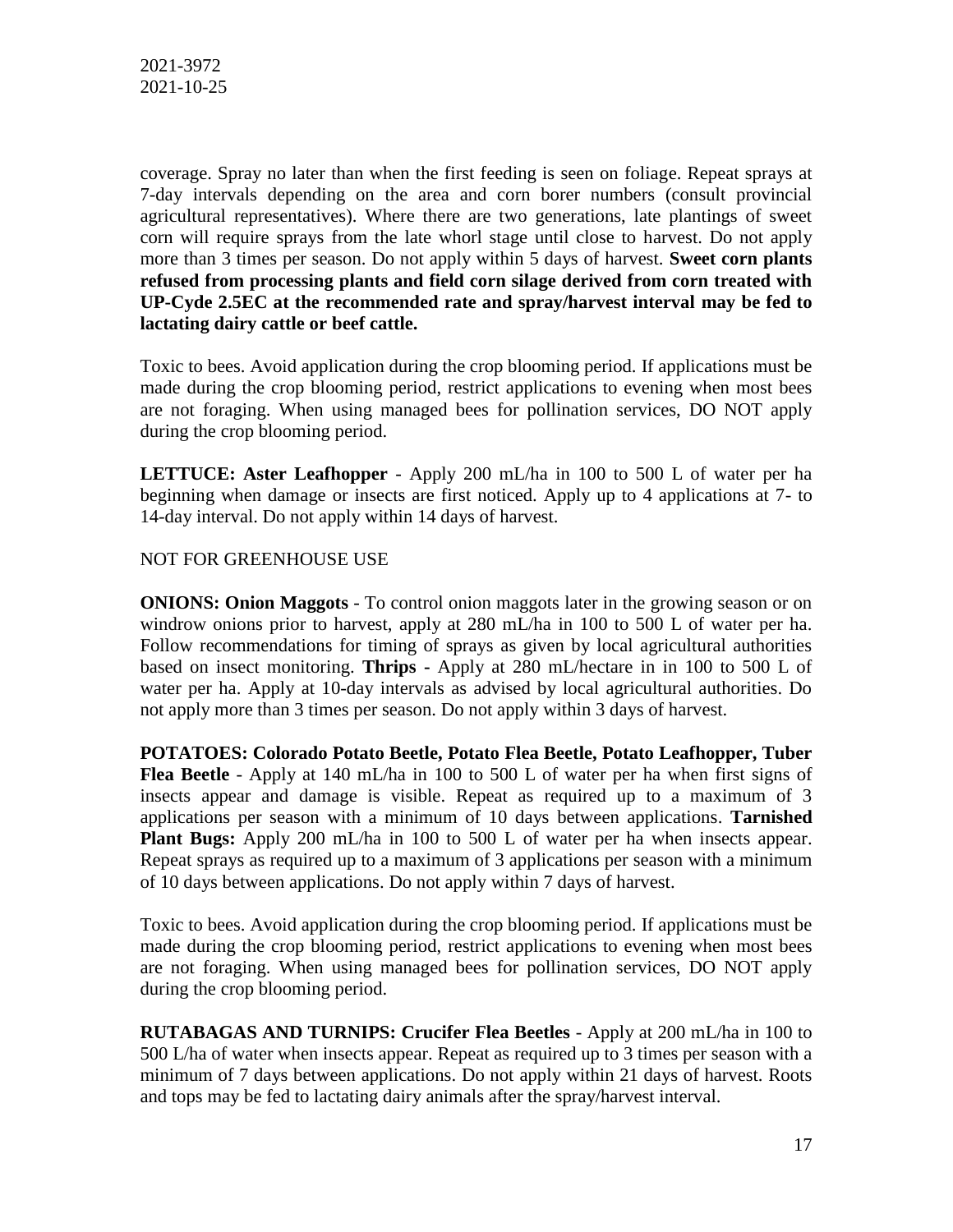coverage. Spray no later than when the first feeding is seen on foliage. Repeat sprays at 7-day intervals depending on the area and corn borer numbers (consult provincial agricultural representatives). Where there are two generations, late plantings of sweet corn will require sprays from the late whorl stage until close to harvest. Do not apply more than 3 times per season. Do not apply within 5 days of harvest. **Sweet corn plants refused from processing plants and field corn silage derived from corn treated with UP-Cyde 2.5EC at the recommended rate and spray/harvest interval may be fed to lactating dairy cattle or beef cattle.**

Toxic to bees. Avoid application during the crop blooming period. If applications must be made during the crop blooming period, restrict applications to evening when most bees are not foraging. When using managed bees for pollination services, DO NOT apply during the crop blooming period.

**LETTUCE: Aster Leafhopper** - Apply 200 mL/ha in 100 to 500 L of water per ha beginning when damage or insects are first noticed. Apply up to 4 applications at 7- to 14-day interval. Do not apply within 14 days of harvest.

NOT FOR GREENHOUSE USE

**ONIONS: Onion Maggots** - To control onion maggots later in the growing season or on windrow onions prior to harvest, apply at 280 mL/ha in 100 to 500 L of water per ha. Follow recommendations for timing of sprays as given by local agricultural authorities based on insect monitoring. **Thrips** - Apply at 280 mL/hectare in in 100 to 500 L of water per ha. Apply at 10-day intervals as advised by local agricultural authorities. Do not apply more than 3 times per season. Do not apply within 3 days of harvest.

**POTATOES: Colorado Potato Beetle, Potato Flea Beetle, Potato Leafhopper, Tuber Flea Beetle** - Apply at 140 mL/ha in 100 to 500 L of water per ha when first signs of insects appear and damage is visible. Repeat as required up to a maximum of 3 applications per season with a minimum of 10 days between applications. **Tarnished Plant Bugs:** Apply 200 mL/ha in 100 to 500 L of water per ha when insects appear. Repeat sprays as required up to a maximum of 3 applications per season with a minimum of 10 days between applications. Do not apply within 7 days of harvest.

Toxic to bees. Avoid application during the crop blooming period. If applications must be made during the crop blooming period, restrict applications to evening when most bees are not foraging. When using managed bees for pollination services, DO NOT apply during the crop blooming period.

**RUTABAGAS AND TURNIPS: Crucifer Flea Beetles** - Apply at 200 mL/ha in 100 to 500 L/ha of water when insects appear. Repeat as required up to 3 times per season with a minimum of 7 days between applications. Do not apply within 21 days of harvest. Roots and tops may be fed to lactating dairy animals after the spray/harvest interval.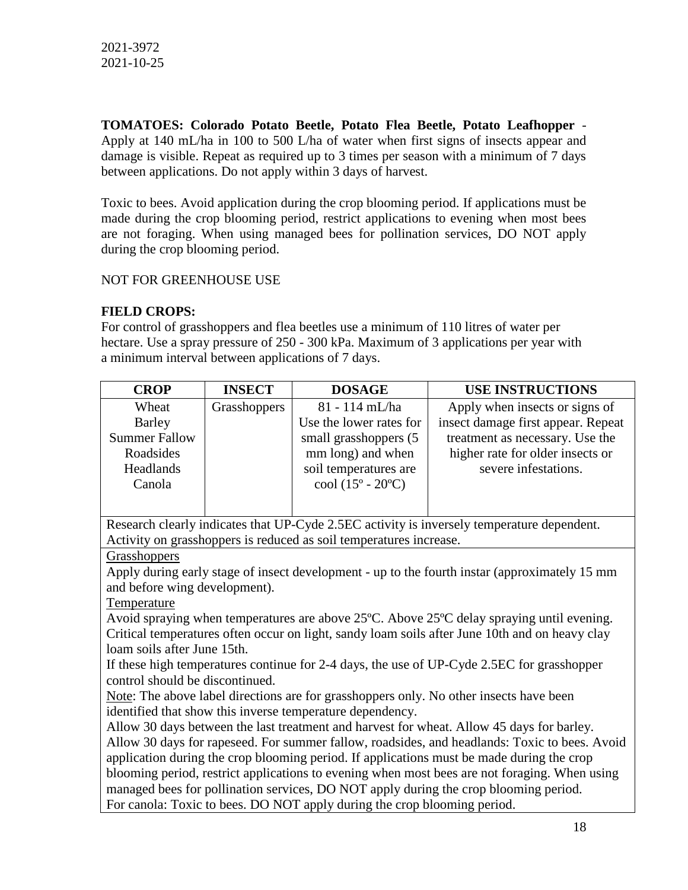2021-3972
2021-10-25

**TOMATOES: Colorado Potato Beetle, Potato Flea Beetle, Potato Leafhopper** - Apply at 140 mL/ha in 100 to 500 L/ha of water when first signs of insects appear and damage is visible. Repeat as required up to 3 times per season with a minimum of 7 days between applications. Do not apply within 3 days of harvest.

Toxic to bees. Avoid application during the crop blooming period. If applications must be made during the crop blooming period, restrict applications to evening when most bees are not foraging. When using managed bees for pollination services, DO NOT apply during the crop blooming period.

NOT FOR GREENHOUSE USE

**FIELD CROPS:**

For control of grasshoppers and flea beetles use a minimum of 110 litres of water per hectare. Use a spray pressure of 250 - 300 kPa. Maximum of 3 applications per year with a minimum interval between applications of 7 days.

| CROP | INSECT | DOSAGE | USE INSTRUCTIONS |
|---|---|---|---|
| Wheat<br>Barley<br>Summer Fallow<br>Roadsides<br>Headlands<br>Canola | Grasshoppers | 81 - 114 mL/ha<br>Use the lower rates for small grasshoppers (5 mm long) and when soil temperatures are cool (15º - 20ºC) | Apply when insects or signs of insect damage first appear. Repeat treatment as necessary. Use the higher rate for older insects or severe infestations. |

Research clearly indicates that UP-Cyde 2.5EC activity is inversely temperature dependent. Activity on grasshoppers is reduced as soil temperatures increase.

Grasshoppers

Apply during early stage of insect development - up to the fourth instar (approximately 15 mm and before wing development).

Temperature

Avoid spraying when temperatures are above 25ºC. Above 25ºC delay spraying until evening. Critical temperatures often occur on light, sandy loam soils after June 10th and on heavy clay loam soils after June 15th.

If these high temperatures continue for 2-4 days, the use of UP-Cyde 2.5EC for grasshopper control should be discontinued.

Note: The above label directions are for grasshoppers only. No other insects have been identified that show this inverse temperature dependency.

Allow 30 days between the last treatment and harvest for wheat. Allow 45 days for barley. Allow 30 days for rapeseed. For summer fallow, roadsides, and headlands: Toxic to bees. Avoid application during the crop blooming period. If applications must be made during the crop blooming period, restrict applications to evening when most bees are not foraging. When using managed bees for pollination services, DO NOT apply during the crop blooming period.

For canola: Toxic to bees. DO NOT apply during the crop blooming period.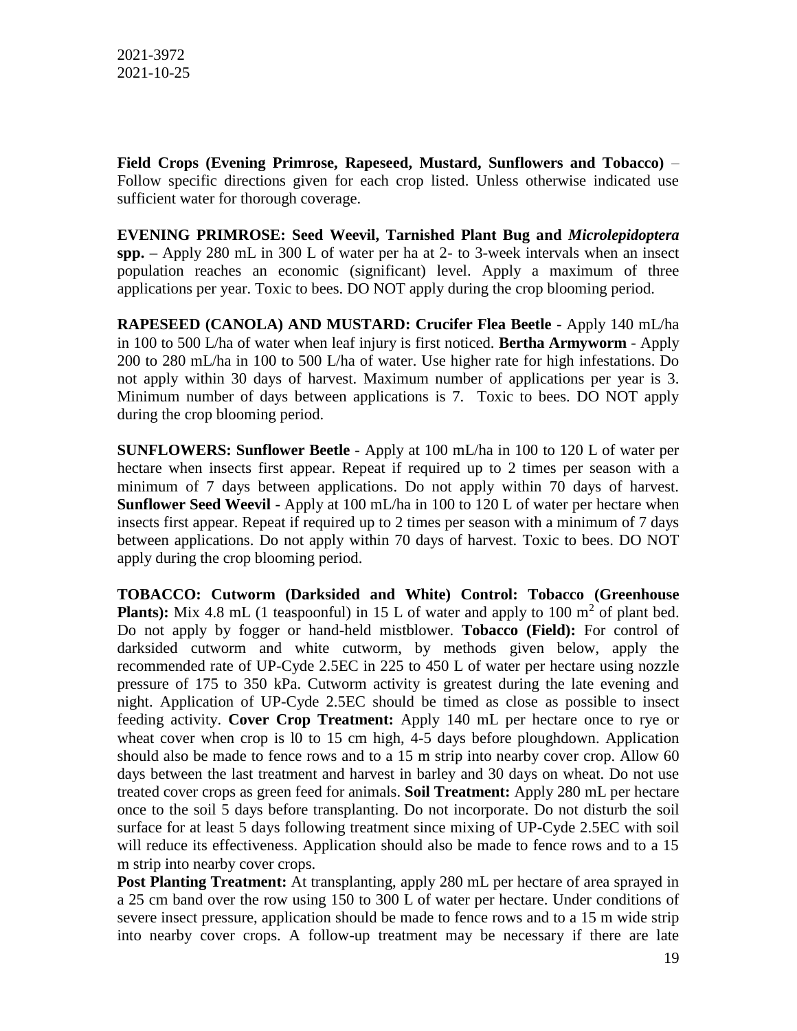**Field Crops (Evening Primrose, Rapeseed, Mustard, Sunflowers and Tobacco)** – Follow specific directions given for each crop listed. Unless otherwise indicated use sufficient water for thorough coverage.

**EVENING PRIMROSE: Seed Weevil, Tarnished Plant Bug and *Microlepidoptera* spp. –** Apply 280 mL in 300 L of water per ha at 2- to 3-week intervals when an insect population reaches an economic (significant) level. Apply a maximum of three applications per year. Toxic to bees. DO NOT apply during the crop blooming period.

**RAPESEED (CANOLA) AND MUSTARD: Crucifer Flea Beetle** - Apply 140 mL/ha in 100 to 500 L/ha of water when leaf injury is first noticed. **Bertha Armyworm** - Apply 200 to 280 mL/ha in 100 to 500 L/ha of water. Use higher rate for high infestations. Do not apply within 30 days of harvest. Maximum number of applications per year is 3. Minimum number of days between applications is 7. Toxic to bees. DO NOT apply during the crop blooming period.

**SUNFLOWERS: Sunflower Beetle** - Apply at 100 mL/ha in 100 to 120 L of water per hectare when insects first appear. Repeat if required up to 2 times per season with a minimum of 7 days between applications. Do not apply within 70 days of harvest. **Sunflower Seed Weevil** - Apply at 100 mL/ha in 100 to 120 L of water per hectare when insects first appear. Repeat if required up to 2 times per season with a minimum of 7 days between applications. Do not apply within 70 days of harvest. Toxic to bees. DO NOT apply during the crop blooming period.

**TOBACCO: Cutworm (Darksided and White) Control: Tobacco (Greenhouse Plants):** Mix 4.8 mL (1 teaspoonful) in 15 L of water and apply to 100 $m^2$ of plant bed. Do not apply by fogger or hand-held mistblower. **Tobacco (Field):** For control of darksided cutworm and white cutworm, by methods given below, apply the recommended rate of UP-Cyde 2.5EC in 225 to 450 L of water per hectare using nozzle pressure of 175 to 350 kPa. Cutworm activity is greatest during the late evening and night. Application of UP-Cyde 2.5EC should be timed as close as possible to insect feeding activity. **Cover Crop Treatment:** Apply 140 mL per hectare once to rye or wheat cover when crop is l0 to 15 cm high, 4-5 days before ploughdown. Application should also be made to fence rows and to a 15 m strip into nearby cover crop. Allow 60 days between the last treatment and harvest in barley and 30 days on wheat. Do not use treated cover crops as green feed for animals. **Soil Treatment:** Apply 280 mL per hectare once to the soil 5 days before transplanting. Do not incorporate. Do not disturb the soil surface for at least 5 days following treatment since mixing of UP-Cyde 2.5EC with soil will reduce its effectiveness. Application should also be made to fence rows and to a 15 m strip into nearby cover crops.

**Post Planting Treatment:** At transplanting, apply 280 mL per hectare of area sprayed in a 25 cm band over the row using 150 to 300 L of water per hectare. Under conditions of severe insect pressure, application should be made to fence rows and to a 15 m wide strip into nearby cover crops. A follow-up treatment may be necessary if there are late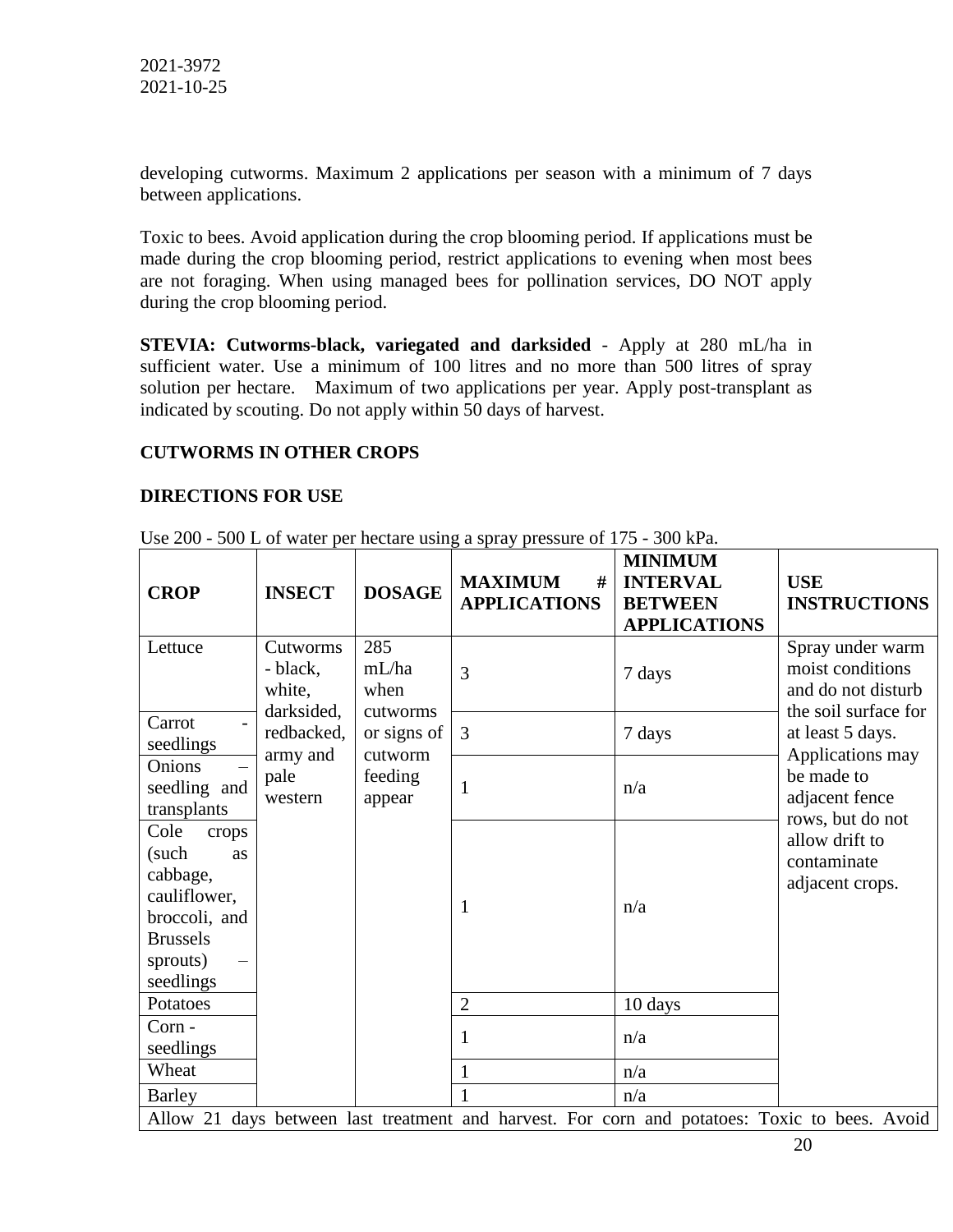developing cutworms. Maximum 2 applications per season with a minimum of 7 days between applications.

Toxic to bees. Avoid application during the crop blooming period. If applications must be made during the crop blooming period, restrict applications to evening when most bees are not foraging. When using managed bees for pollination services, DO NOT apply during the crop blooming period.

**STEVIA: Cutworms-black, variegated and darksided** - Apply at 280 mL/ha in sufficient water. Use a minimum of 100 litres and no more than 500 litres of spray solution per hectare. Maximum of two applications per year. Apply post-transplant as indicated by scouting. Do not apply within 50 days of harvest.

**CUTWORMS IN OTHER CROPS**

**DIRECTIONS FOR USE**

Use 200 - 500 L of water per hectare using a spray pressure of 175 - 300 kPa.

| CROP | INSECT | DOSAGE | MAXIMUM # APPLICATIONS | MINIMUM INTERVAL BETWEEN APPLICATIONS | USE INSTRUCTIONS |
|---|---|---|---|---|---|
| Lettuce | Cutworms - black, white, darksided, redbacked, army and pale western | 285 mL/ha when cutworms or signs of cutworm feeding appear | 3 | 7 days | Spray under warm moist conditions and do not disturb the soil surface for at least 5 days. Applications may be made to adjacent fence rows, but do not allow drift to contaminate adjacent crops. |
| Carrot - seedlings | | | 3 | 7 days | |
| Onions – seedling and transplants | | | 1 | n/a | |
| Cole crops (such as cabbage, cauliflower, broccoli, and Brussels sprouts) – seedlings | | | 1 | n/a | |
| Potatoes | | | 2 | 10 days | |
| Corn - seedlings | | | 1 | n/a | |
| Wheat | | | 1 | n/a | |
| Barley | | | 1 | n/a | |
| Allow 21 days between last treatment and harvest. For corn and potatoes: Toxic to bees. Avoid | | | | | |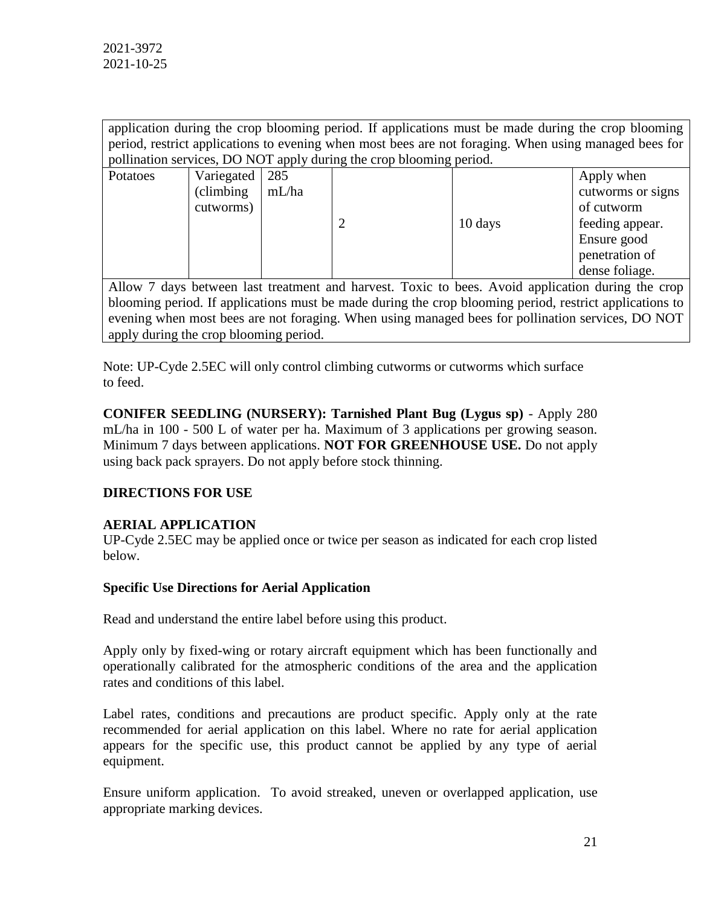| | | | | | |
|---|---|---|---|---|---|
| application during the crop blooming period. If applications must be made during the crop blooming period, restrict applications to evening when most bees are not foraging. When using managed bees for pollination services, DO NOT apply during the crop blooming period. | | | | | |
| Potatoes | Variegated (climbing cutworms) | 285 mL/ha | 2 | 10 days | Apply when cutworms or signs of cutworm feeding appear. Ensure good penetration of dense foliage. |
| Allow 7 days between last treatment and harvest. Toxic to bees. Avoid application during the crop blooming period. If applications must be made during the crop blooming period, restrict applications to evening when most bees are not foraging. When using managed bees for pollination services, DO NOT apply during the crop blooming period. | | | | | |

Note: UP-Cyde 2.5EC will only control climbing cutworms or cutworms which surface to feed.

**CONIFER SEEDLING (NURSERY): Tarnished Plant Bug (Lygus sp)** - Apply 280 mL/ha in 100 - 500 L of water per ha. Maximum of 3 applications per growing season. Minimum 7 days between applications. **NOT FOR GREENHOUSE USE.** Do not apply using back pack sprayers. Do not apply before stock thinning.

### DIRECTIONS FOR USE

### AERIAL APPLICATION

UP-Cyde 2.5EC may be applied once or twice per season as indicated for each crop listed below.

#### Specific Use Directions for Aerial Application

Read and understand the entire label before using this product.

Apply only by fixed-wing or rotary aircraft equipment which has been functionally and operationally calibrated for the atmospheric conditions of the area and the application rates and conditions of this label.

Label rates, conditions and precautions are product specific. Apply only at the rate recommended for aerial application on this label. Where no rate for aerial application appears for the specific use, this product cannot be applied by any type of aerial equipment.

Ensure uniform application. To avoid streaked, uneven or overlapped application, use appropriate marking devices.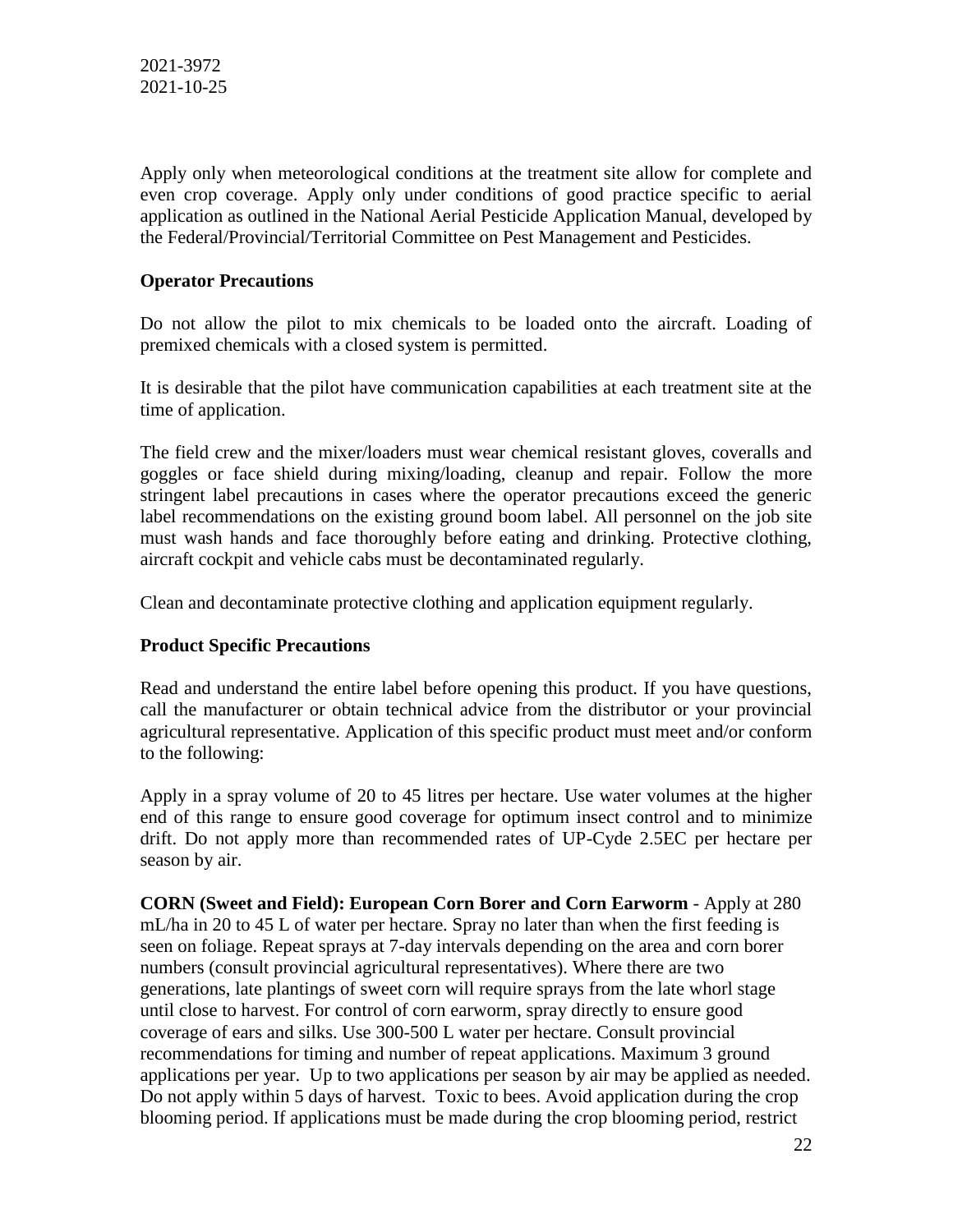Apply only when meteorological conditions at the treatment site allow for complete and even crop coverage. Apply only under conditions of good practice specific to aerial application as outlined in the National Aerial Pesticide Application Manual, developed by the Federal/Provincial/Territorial Committee on Pest Management and Pesticides.

**Operator Precautions**

Do not allow the pilot to mix chemicals to be loaded onto the aircraft. Loading of premixed chemicals with a closed system is permitted.

It is desirable that the pilot have communication capabilities at each treatment site at the time of application.

The field crew and the mixer/loaders must wear chemical resistant gloves, coveralls and goggles or face shield during mixing/loading, cleanup and repair. Follow the more stringent label precautions in cases where the operator precautions exceed the generic label recommendations on the existing ground boom label. All personnel on the job site must wash hands and face thoroughly before eating and drinking. Protective clothing, aircraft cockpit and vehicle cabs must be decontaminated regularly.

Clean and decontaminate protective clothing and application equipment regularly.

**Product Specific Precautions**

Read and understand the entire label before opening this product. If you have questions, call the manufacturer or obtain technical advice from the distributor or your provincial agricultural representative. Application of this specific product must meet and/or conform to the following:

Apply in a spray volume of 20 to 45 litres per hectare. Use water volumes at the higher end of this range to ensure good coverage for optimum insect control and to minimize drift. Do not apply more than recommended rates of UP-Cyde 2.5EC per hectare per season by air.

**CORN (Sweet and Field): European Corn Borer and Corn Earworm** - Apply at 280 mL/ha in 20 to 45 L of water per hectare. Spray no later than when the first feeding is seen on foliage. Repeat sprays at 7-day intervals depending on the area and corn borer numbers (consult provincial agricultural representatives). Where there are two generations, late plantings of sweet corn will require sprays from the late whorl stage until close to harvest. For control of corn earworm, spray directly to ensure good coverage of ears and silks. Use 300-500 L water per hectare. Consult provincial recommendations for timing and number of repeat applications. Maximum 3 ground applications per year. Up to two applications per season by air may be applied as needed. Do not apply within 5 days of harvest. Toxic to bees. Avoid application during the crop blooming period. If applications must be made during the crop blooming period, restrict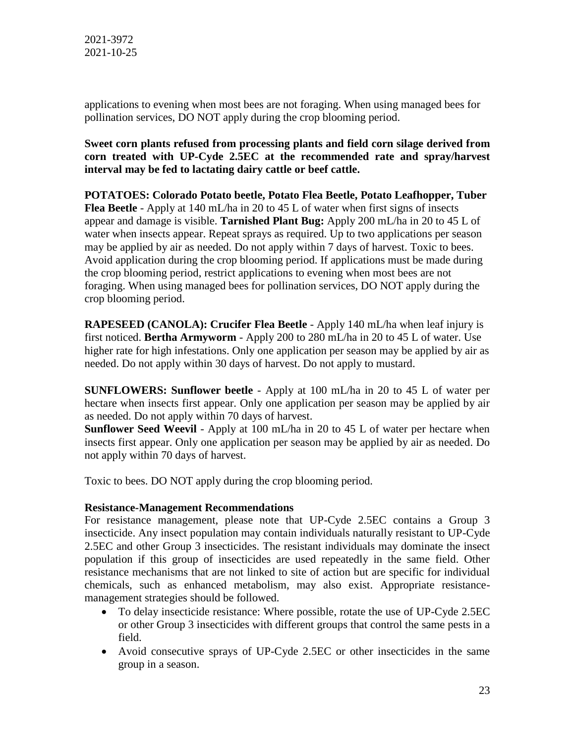applications to evening when most bees are not foraging. When using managed bees for pollination services, DO NOT apply during the crop blooming period.

**Sweet corn plants refused from processing plants and field corn silage derived from corn treated with UP-Cyde 2.5EC at the recommended rate and spray/harvest interval may be fed to lactating dairy cattle or beef cattle.**

**POTATOES: Colorado Potato beetle, Potato Flea Beetle, Potato Leafhopper, Tuber Flea Beetle** - Apply at 140 mL/ha in 20 to 45 L of water when first signs of insects appear and damage is visible. **Tarnished Plant Bug:** Apply 200 mL/ha in 20 to 45 L of water when insects appear. Repeat sprays as required. Up to two applications per season may be applied by air as needed. Do not apply within 7 days of harvest. Toxic to bees. Avoid application during the crop blooming period. If applications must be made during the crop blooming period, restrict applications to evening when most bees are not foraging. When using managed bees for pollination services, DO NOT apply during the crop blooming period.

**RAPESEED (CANOLA): Crucifer Flea Beetle** - Apply 140 mL/ha when leaf injury is first noticed. **Bertha Armyworm** - Apply 200 to 280 mL/ha in 20 to 45 L of water. Use higher rate for high infestations. Only one application per season may be applied by air as needed. Do not apply within 30 days of harvest. Do not apply to mustard.

**SUNFLOWERS: Sunflower beetle** - Apply at 100 mL/ha in 20 to 45 L of water per hectare when insects first appear. Only one application per season may be applied by air as needed. Do not apply within 70 days of harvest.
**Sunflower Seed Weevil** - Apply at 100 mL/ha in 20 to 45 L of water per hectare when insects first appear. Only one application per season may be applied by air as needed. Do not apply within 70 days of harvest.

Toxic to bees. DO NOT apply during the crop blooming period.

**Resistance-Management Recommendations**

For resistance management, please note that UP-Cyde 2.5EC contains a Group 3 insecticide. Any insect population may contain individuals naturally resistant to UP-Cyde 2.5EC and other Group 3 insecticides. The resistant individuals may dominate the insect population if this group of insecticides are used repeatedly in the same field. Other resistance mechanisms that are not linked to site of action but are specific for individual chemicals, such as enhanced metabolism, may also exist. Appropriate resistance-management strategies should be followed.

- To delay insecticide resistance: Where possible, rotate the use of UP-Cyde 2.5EC or other Group 3 insecticides with different groups that control the same pests in a field.
- Avoid consecutive sprays of UP-Cyde 2.5EC or other insecticides in the same group in a season.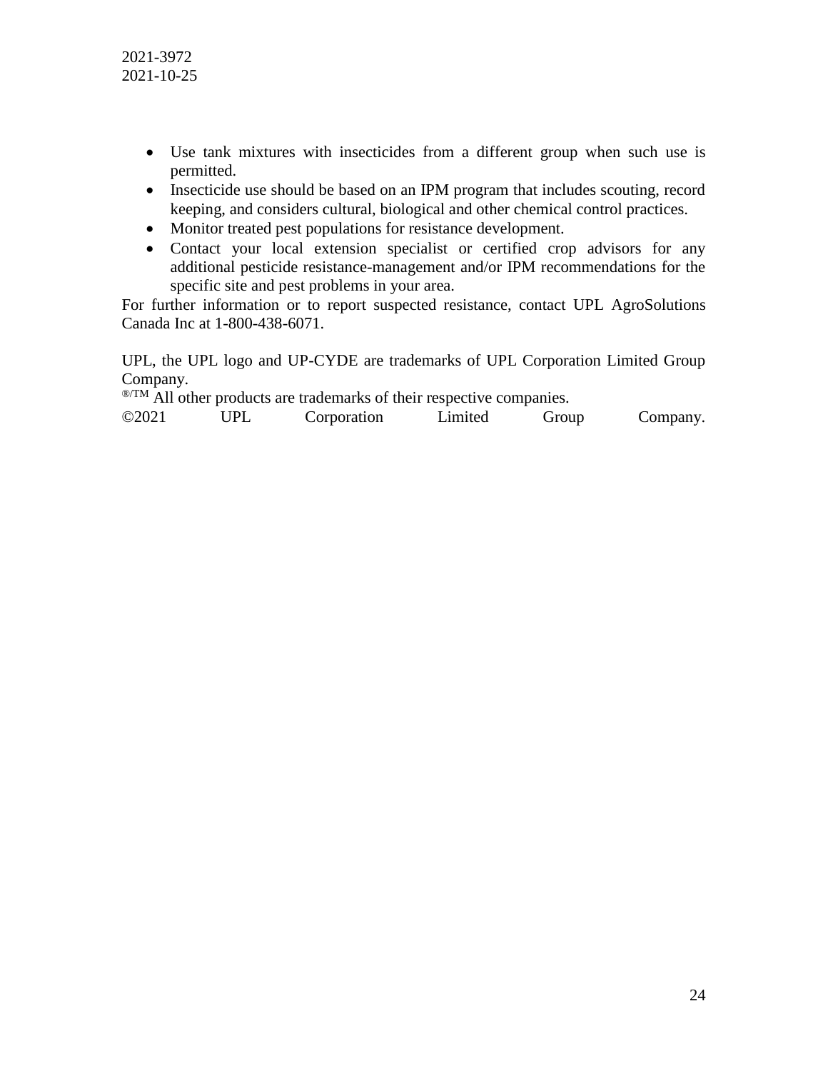- Use tank mixtures with insecticides from a different group when such use is permitted.
- Insecticide use should be based on an IPM program that includes scouting, record keeping, and considers cultural, biological and other chemical control practices.
- Monitor treated pest populations for resistance development.
- Contact your local extension specialist or certified crop advisors for any additional pesticide resistance-management and/or IPM recommendations for the specific site and pest problems in your area.

For further information or to report suspected resistance, contact UPL AgroSolutions Canada Inc at 1-800-438-6071.

UPL, the UPL logo and UP-CYDE are trademarks of UPL Corporation Limited Group Company.

®/TM All other products are trademarks of their respective companies.

©2021 UPL Corporation Limited Group Company.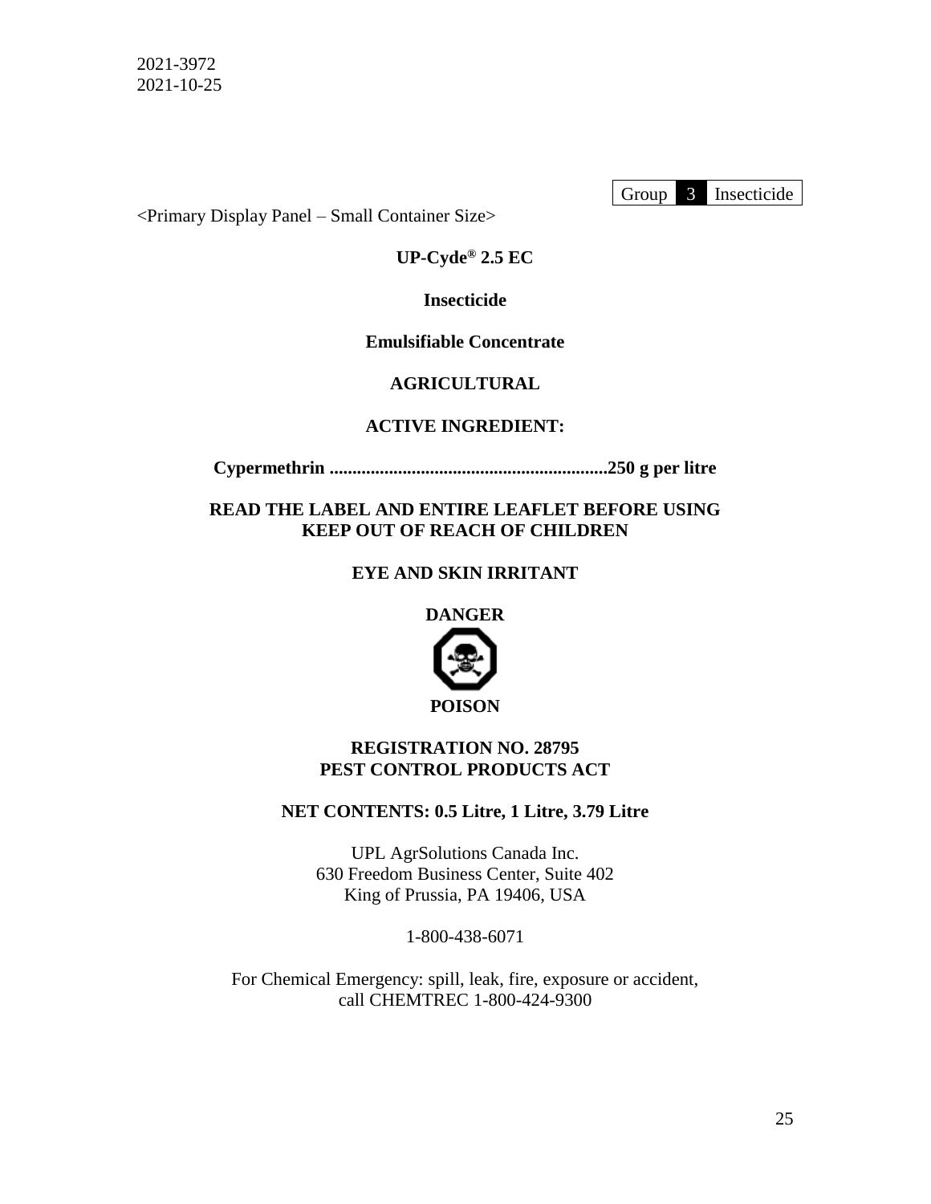2021-3972
2021-10-25

Group 3 Insecticide

<Primary Display Panel – Small Container Size>

**UP-Cyde® 2.5 EC**

**Insecticide**

**Emulsifiable Concentrate**

**AGRICULTURAL**

**ACTIVE INGREDIENT:**

**Cypermethrin ............................................................250 g per litre**

**READ THE LABEL AND ENTIRE LEAFLET BEFORE USING**
**KEEP OUT OF REACH OF CHILDREN**

**EYE AND SKIN IRRITANT**

**DANGER**

**POISON**

**REGISTRATION NO. 28795**
**PEST CONTROL PRODUCTS ACT**

**NET CONTENTS: 0.5 Litre, 1 Litre, 3.79 Litre**

UPL AgrSolutions Canada Inc.
630 Freedom Business Center, Suite 402
King of Prussia, PA 19406, USA

1-800-438-6071

For Chemical Emergency: spill, leak, fire, exposure or accident,
call CHEMTREC 1-800-424-9300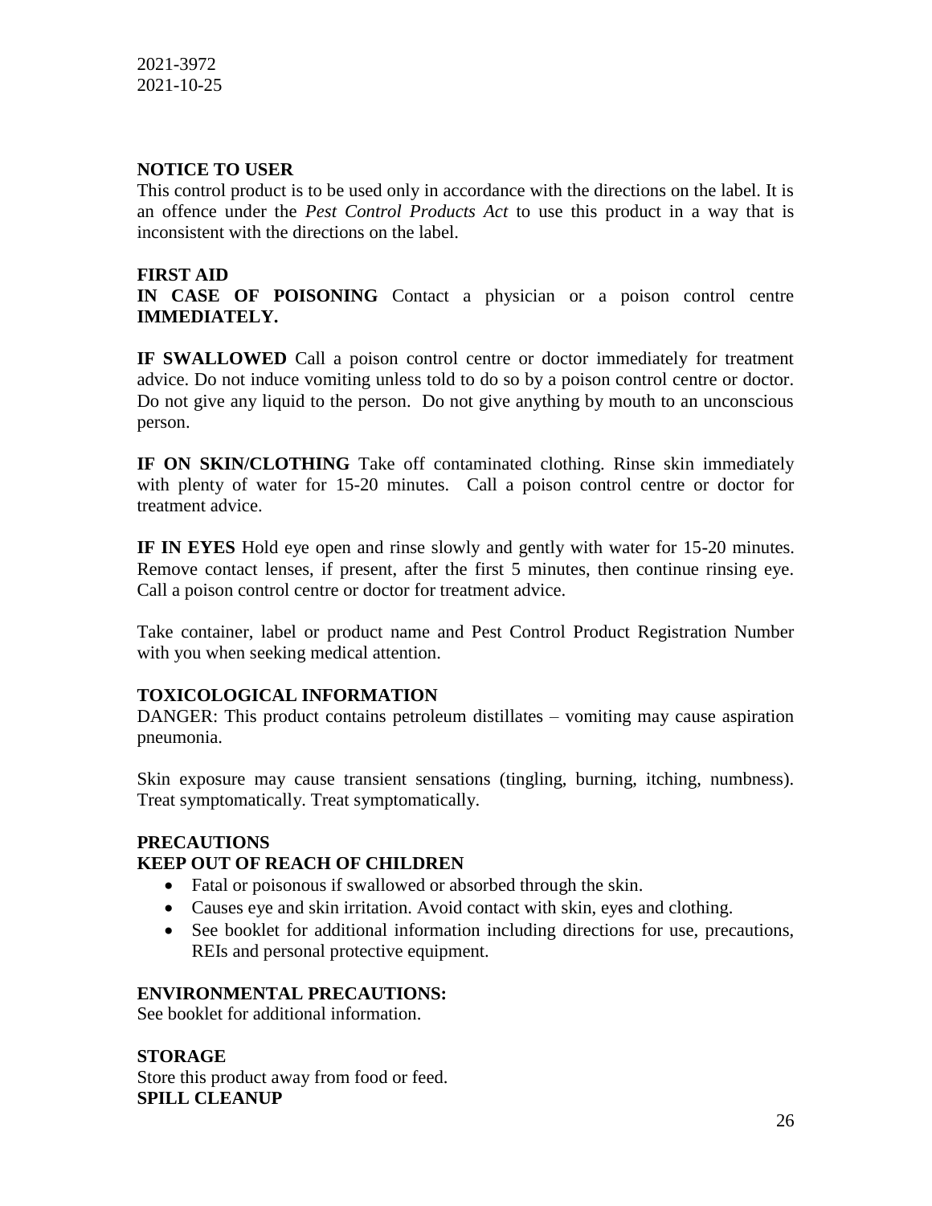2021-3972
2021-10-25

**NOTICE TO USER**
This control product is to be used only in accordance with the directions on the label. It is an offence under the *Pest Control Products Act* to use this product in a way that is inconsistent with the directions on the label.

**FIRST AID**
**IN CASE OF POISONING** Contact a physician or a poison control centre **IMMEDIATELY.**

**IF SWALLOWED** Call a poison control centre or doctor immediately for treatment advice. Do not induce vomiting unless told to do so by a poison control centre or doctor. Do not give any liquid to the person. Do not give anything by mouth to an unconscious person.

**IF ON SKIN/CLOTHING** Take off contaminated clothing. Rinse skin immediately with plenty of water for 15-20 minutes. Call a poison control centre or doctor for treatment advice.

**IF IN EYES** Hold eye open and rinse slowly and gently with water for 15-20 minutes. Remove contact lenses, if present, after the first 5 minutes, then continue rinsing eye. Call a poison control centre or doctor for treatment advice.

Take container, label or product name and Pest Control Product Registration Number with you when seeking medical attention.

**TOXICOLOGICAL INFORMATION**
DANGER: This product contains petroleum distillates – vomiting may cause aspiration pneumonia.

Skin exposure may cause transient sensations (tingling, burning, itching, numbness). Treat symptomatically. Treat symptomatically.

**PRECAUTIONS**
**KEEP OUT OF REACH OF CHILDREN**

- Fatal or poisonous if swallowed or absorbed through the skin.
- Causes eye and skin irritation. Avoid contact with skin, eyes and clothing.
- See booklet for additional information including directions for use, precautions, REIs and personal protective equipment.

**ENVIRONMENTAL PRECAUTIONS:**
See booklet for additional information.

**STORAGE**
Store this product away from food or feed.
**SPILL CLEANUP**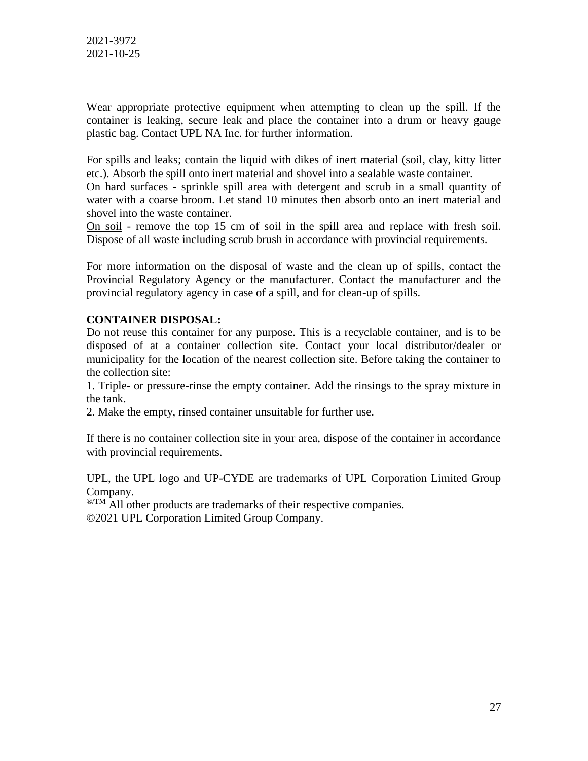2021-3972
2021-10-25

Wear appropriate protective equipment when attempting to clean up the spill. If the container is leaking, secure leak and place the container into a drum or heavy gauge plastic bag. Contact UPL NA Inc. for further information.

For spills and leaks; contain the liquid with dikes of inert material (soil, clay, kitty litter etc.). Absorb the spill onto inert material and shovel into a sealable waste container.
On hard surfaces - sprinkle spill area with detergent and scrub in a small quantity of water with a coarse broom. Let stand 10 minutes then absorb onto an inert material and shovel into the waste container.
On soil - remove the top 15 cm of soil in the spill area and replace with fresh soil. Dispose of all waste including scrub brush in accordance with provincial requirements.

For more information on the disposal of waste and the clean up of spills, contact the Provincial Regulatory Agency or the manufacturer. Contact the manufacturer and the provincial regulatory agency in case of a spill, and for clean-up of spills.

**CONTAINER DISPOSAL:**
Do not reuse this container for any purpose. This is a recyclable container, and is to be disposed of at a container collection site. Contact your local distributor/dealer or municipality for the location of the nearest collection site. Before taking the container to the collection site:
1. Triple- or pressure-rinse the empty container. Add the rinsings to the spray mixture in the tank.
2. Make the empty, rinsed container unsuitable for further use.

If there is no container collection site in your area, dispose of the container in accordance with provincial requirements.

UPL, the UPL logo and UP-CYDE are trademarks of UPL Corporation Limited Group Company.
®/TM All other products are trademarks of their respective companies.
©2021 UPL Corporation Limited Group Company.